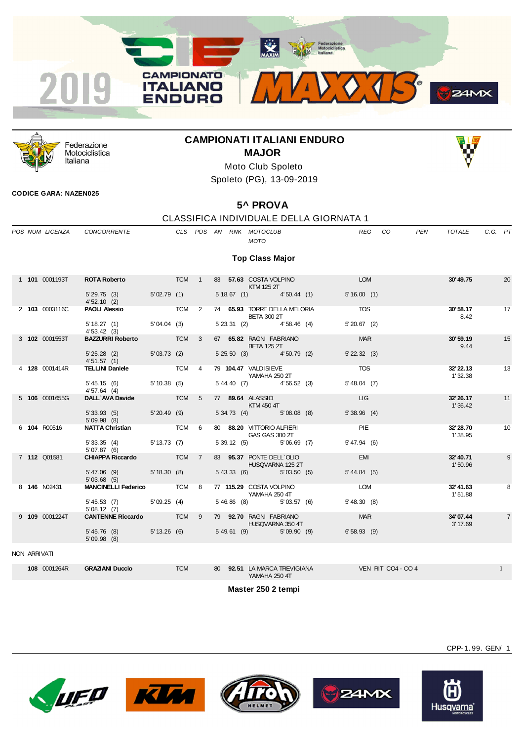# CAMPIONATI ITALIANI ENDURO
## MAJOR

Moto Club Spoleto

Spoleto (PG), 13-09-2019

**CODICE GARA: NAZEN025**

## 5^ PROVA

CLASSIFICA INDIVIDUALE DELLA GIORNATA 1

### Top Class Major

| POS | NUM | LICENZA | CONCORRENTE | CLS | POS | AN | RNK | MOTOCLUB / MOTO | REG | CO | PEN | TOTALE | C.G. | PT |
|---|---|---|---|---|---|---|---|---|---|---|---|---|---|---|
| 1 | **101** | 0001193T | **ROTA Roberto** | TCM | 1 | 83 | **57.63** | COSTA VOLPINO / KTM 125 2T | LOM | | | **30'49.75** | | 20 |
| | | | 5'29.75 (3) · 5'02.79 (1) · 5'18.67 (1) · 4'50.44 (1) · 5'16.00 (1) · 4'52.10 (2) | | | | | | | | | | | |
| 2 | **103** | 0003116C | **PAOLI Alessio** | TCM | 2 | 74 | **65.93** | TORRE DELLA MELORIA / BETA 300 2T | TOS | | | **30'58.17** | 8.42 | 17 |
| | | | 5'18.27 (1) · 5'04.04 (3) · 5'23.31 (2) · 4'58.46 (4) · 5'20.67 (2) · 4'53.42 (3) | | | | | | | | | | | |
| 3 | **102** | 0001553T | **BAZZURRI Roberto** | TCM | 3 | 67 | **65.82** | RAGNI FABRIANO / BETA 125 2T | MAR | | | **30'59.19** | 9.44 | 15 |
| | | | 5'25.28 (2) · 5'03.73 (2) · 5'25.50 (3) · 4'50.79 (2) · 5'22.32 (3) · 4'51.57 (1) | | | | | | | | | | | |
| 4 | **128** | 0001414R | **TELLINI Daniele** | TCM | 4 | 79 | **104.47** | VALDISIEVE / YAMAHA 250 2T | TOS | | | **32'22.13** | 1'32.38 | 13 |
| | | | 5'45.15 (6) · 5'10.38 (5) · 5'44.40 (7) · 4'56.52 (3) · 5'48.04 (7) · 4'57.64 (4) | | | | | | | | | | | |
| 5 | **106** | 0001655G | **DALL`AVA Davide** | TCM | 5 | 77 | **89.64** | ALASSIO / KTM 450 4T | LIG | | | **32'26.17** | 1'36.42 | 11 |
| | | | 5'33.93 (5) · 5'20.49 (9) · 5'34.73 (4) · 5'08.08 (8) · 5'38.96 (4) · 5'09.98 (8) | | | | | | | | | | | |
| 6 | **104** | R00516 | **NATTA Christian** | TCM | 6 | 80 | **88.20** | VITTORIO ALFIERI / GAS GAS 300 2T | PIE | | | **32'28.70** | 1'38.95 | 10 |
| | | | 5'33.35 (4) · 5'13.73 (7) · 5'39.12 (5) · 5'06.69 (7) · 5'47.94 (6) · 5'07.87 (6) | | | | | | | | | | | |
| 7 | **112** | Q01581 | **CHIAPPA Riccardo** | TCM | 7 | 83 | **95.37** | PONTE DELL`OLIO / HUSQVARNA 125 2T | EMI | | | **32'40.71** | 1'50.96 | 9 |
| | | | 5'47.06 (9) · 5'18.30 (8) · 5'43.33 (6) · 5'03.50 (5) · 5'44.84 (5) · 5'03.68 (5) | | | | | | | | | | | |
| 8 | **146** | N02431 | **MANCINELLI Federico** | TCM | 8 | 77 | **115.29** | COSTA VOLPINO / YAMAHA 250 4T | LOM | | | **32'41.63** | 1'51.88 | 8 |
| | | | 5'45.53 (7) · 5'09.25 (4) · 5'46.86 (8) · 5'03.57 (6) · 5'48.30 (8) · 5'08.12 (7) | | | | | | | | | | | |
| 9 | **109** | 0001224T | **CANTENNE Riccardo** | TCM | 9 | 79 | **92.70** | RAGNI FABRIANO / HUSQVARNA 350 4T | MAR | | | **34'07.44** | 3'17.69 | 7 |
| | | | 5'45.76 (8) · 5'13.26 (6) · 5'49.61 (9) · 5'09.90 (9) · 6'58.93 (9) · 5'09.98 (8) | | | | | | | | | | | |

NON ARRIVATI

| NUM | LICENZA | CONCORRENTE | CLS | AN | RNK | MOTOCLUB / MOTO | REG | CO |
|---|---|---|---|---|---|---|---|---|
| **108** | 0001264R | **GRAZIANI Duccio** | TCM | 80 | **92.51** | LA MARCA TREVIGIANA / YAMAHA 250 4T | VEN | RIT CO4 - CO 4 |

### Master 250 2 tempi

CPP-1.99. GEN/ 1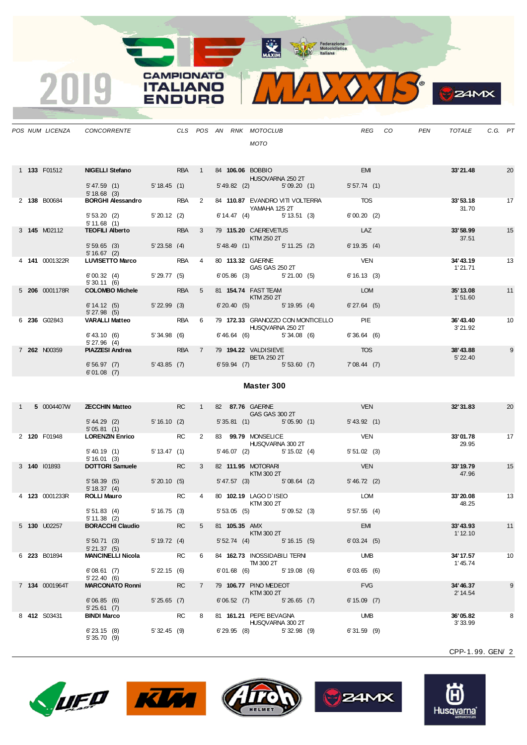| POS | NUM | LICENZA | CONCORRENTE | CLS | POS | AN | RNK | MOTOCLUB / MOTO | REG | CO | PEN | TOTALE | C.G. | PT |
|---|---|---|---|---|---|---|---|---|---|---|---|---|---|---|
| 1 | **133** | F01512 | **NIGELLI Stefano** | RBA | 1 | 84 | **106.06** | BOBBIO / HUSQVARNA 250 2T | EMI | | | **33' 21.48** | | 20 |
| | | | 5' 47.59 (1) / 5' 18.68 (3) | 5' 18.45 (1) | | | 5' 49.82 (2) | 5' 09.20 (1) | 5' 57.74 (1) | | | | | |
| 2 | **138** | B00684 | **BORGHI Alessandro** | RBA | 2 | 84 | **110.87** | EVANDRO VITI VOLTERRA / YAMAHA 125 2T | TOS | | | **33' 53.18** | 31.70 | 17 |
| | | | 5' 53.20 (2) / 5' 11.68 (1) | 5' 20.12 (2) | | | 6' 14.47 (4) | 5' 13.51 (3) | 6' 00.20 (2) | | | | | |
| 3 | **145** | M02112 | **TEOFILI Alberto** | RBA | 3 | 79 | **115.20** | CAEREVETUS / KTM 250 2T | LAZ | | | **33' 58.99** | 37.51 | 15 |
| | | | 5' 59.65 (3) / 5' 16.67 (2) | 5' 23.58 (4) | | | 5' 48.49 (1) | 5' 11.25 (2) | 6' 19.35 (4) | | | | | |
| 4 | **141** | 0001322R | **LUVISETTO Marco** | RBA | 4 | 80 | **113.32** | GAERNE / GAS GAS 250 2T | VEN | | | **34' 43.19** | 1' 21.71 | 13 |
| | | | 6' 00.32 (4) / 5' 30.11 (6) | 5' 29.77 (5) | | | 6' 05.86 (3) | 5' 21.00 (5) | 6' 16.13 (3) | | | | | |
| 5 | **206** | 0001178R | **COLOMBO Michele** | RBA | 5 | 81 | **154.74** | FAST TEAM / KTM 250 2T | LOM | | | **35' 13.08** | 1' 51.60 | 11 |
| | | | 6' 14.12 (5) / 5' 27.98 (5) | 5' 22.99 (3) | | | 6' 20.40 (5) | 5' 19.95 (4) | 6' 27.64 (5) | | | | | |
| 6 | **236** | G02843 | **VARALLI Matteo** | RBA | 6 | 79 | **172.33** | GRANOZZO CON MONTICELLO / HUSQVARNA 250 2T | PIE | | | **36' 43.40** | 3' 21.92 | 10 |
| | | | 6' 43.10 (6) / 5' 27.96 (4) | 5' 34.98 (6) | | | 6' 46.64 (6) | 5' 34.08 (6) | 6' 36.64 (6) | | | | | |
| 7 | **262** | N00359 | **PIAZZESI Andrea** | RBA | 7 | 79 | **194.22** | VALDISIEVE / BETA 250 2T | TOS | | | **38' 43.88** | 5' 22.40 | 9 |
| | | | 6' 56.97 (7) / 6' 01.08 (7) | 5' 43.85 (7) | | | 6' 59.94 (7) | 5' 53.60 (7) | 7' 08.44 (7) | | | | | |

## Master 300

| POS | NUM | LICENZA | CONCORRENTE | CLS | POS | AN | RNK | MOTOCLUB / MOTO | REG | CO | PEN | TOTALE | C.G. | PT |
|---|---|---|---|---|---|---|---|---|---|---|---|---|---|---|
| 1 | **5** | 0004407W | **ZECCHIN Matteo** | RC | 1 | 82 | **87.76** | GAERNE / GAS GAS 300 2T | VEN | | | **32' 31.83** | | 20 |
| | | | 5' 44.29 (2) / 5' 05.81 (1) | 5' 16.10 (2) | | | 5' 35.81 (1) | 5' 05.90 (1) | 5' 43.92 (1) | | | | | |
| 2 | **120** | F01948 | **LORENZIN Enrico** | RC | 2 | 83 | **99.79** | MONSELICE / HUSQVARNA 300 2T | VEN | | | **33' 01.78** | 29.95 | 17 |
| | | | 5' 40.19 (1) / 5' 16.01 (3) | 5' 13.47 (1) | | | 5' 46.07 (2) | 5' 15.02 (4) | 5' 51.02 (3) | | | | | |
| 3 | **140** | I01893 | **DOTTORI Samuele** | RC | 3 | 82 | **111.95** | MOTORARI / KTM 300 2T | VEN | | | **33' 19.79** | 47.96 | 15 |
| | | | 5' 58.39 (5) / 5' 18.37 (4) | 5' 20.10 (5) | | | 5' 47.57 (3) | 5' 08.64 (2) | 5' 46.72 (2) | | | | | |
| 4 | **123** | 0001233R | **ROLLI Mauro** | RC | 4 | 80 | **102.19** | LAGO D`ISEO / KTM 300 2T | LOM | | | **33' 20.08** | 48.25 | 13 |
| | | | 5' 51.83 (4) / 5' 11.38 (2) | 5' 16.75 (3) | | | 5' 53.05 (5) | 5' 09.52 (3) | 5' 57.55 (4) | | | | | |
| 5 | **130** | U02257 | **BORACCHI Claudio** | RC | 5 | 81 | **105.35** | AMX / KTM 300 2T | EMI | | | **33' 43.93** | 1' 12.10 | 11 |
| | | | 5' 50.71 (3) / 5' 21.37 (5) | 5' 19.72 (4) | | | 5' 52.74 (4) | 5' 16.15 (5) | 6' 03.24 (5) | | | | | |
| 6 | **223** | B01894 | **MANCINELLI Nicola** | RC | 6 | 84 | **162.73** | INOSSIDABILI TERNI / TM 300 2T | UMB | | | **34' 17.57** | 1' 45.74 | 10 |
| | | | 6' 08.61 (7) / 5' 22.40 (6) | 5' 22.15 (6) | | | 6' 01.68 (6) | 5' 19.08 (6) | 6' 03.65 (6) | | | | | |
| 7 | **134** | 0001964T | **MARCONATO Ronni** | RC | 7 | 79 | **106.77** | PINO MEDEOT / KTM 300 2T | FVG | | | **34' 46.37** | 2' 14.54 | 9 |
| | | | 6' 06.85 (6) / 5' 25.61 (7) | 5' 25.65 (7) | | | 6' 06.52 (7) | 5' 26.65 (7) | 6' 15.09 (7) | | | | | |
| 8 | **412** | S03431 | **BINDI Marco** | RC | 8 | 81 | **161.21** | PEPE BEVAGNA / HUSQVARNA 300 2T | UMB | | | **36' 05.82** | 3' 33.99 | 8 |
| | | | 6' 23.15 (8) / 5' 35.70 (9) | 5' 32.45 (9) | | | 6' 29.95 (8) | 5' 32.98 (9) | 6' 31.59 (9) | | | | | |

CPP-1.99. GEN/ 2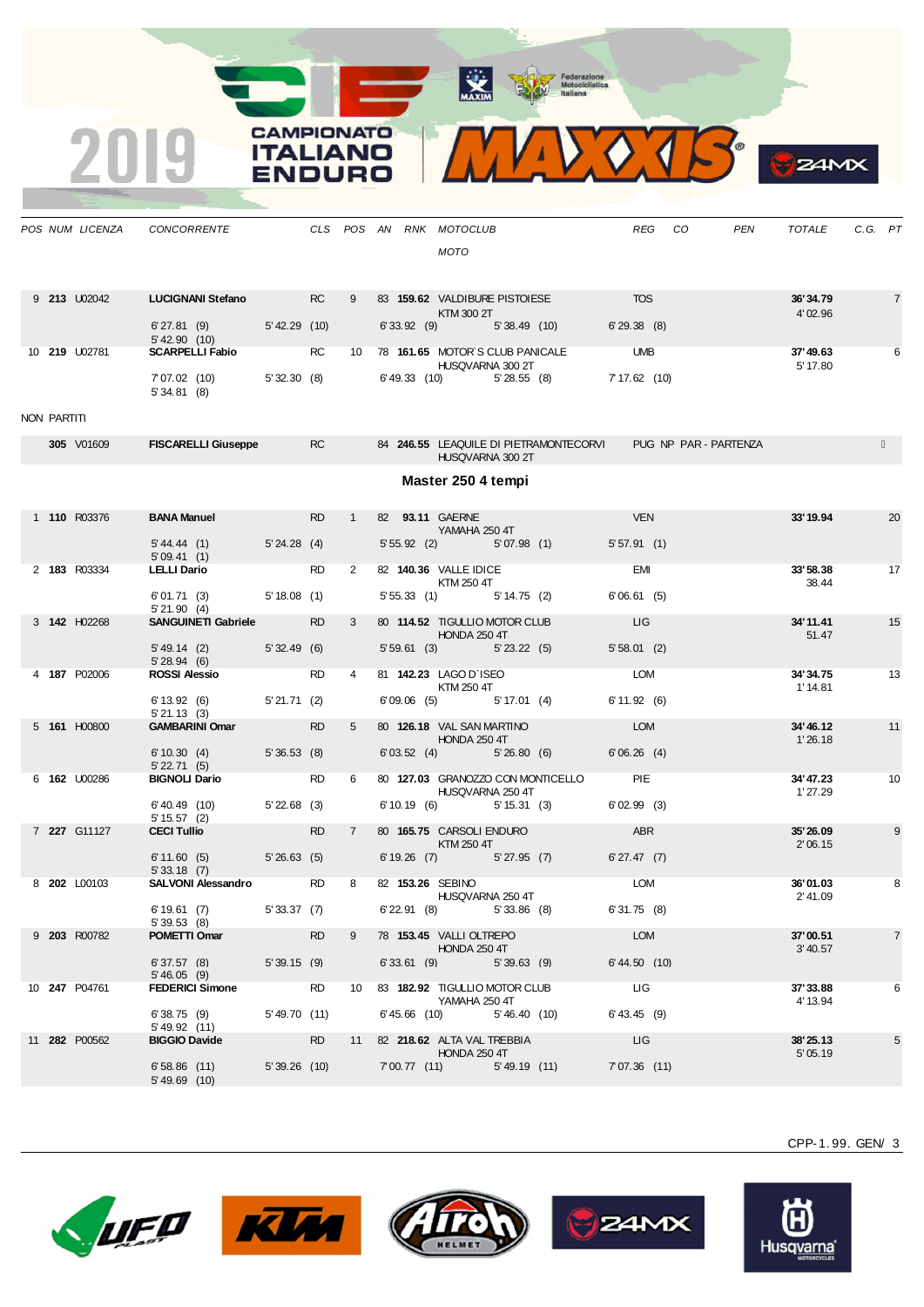| POS | NUM | LICENZA | CONCORRENTE | CLS | POS | AN | RNK | MOTOCLUB / MOTO | REG | CO | PEN | TOTALE | C.G. | PT |
|---|---|---|---|---|---|---|---|---|---|---|---|---|---|---|
| 9 | **213** | U02042 | **LUCIGNANI Stefano** | RC | 9 | 83 | **159.62** | VALDIBURE PISTOIESE KTM 300 2T | TOS | | | **36'34.79** 4'02.96 | | 7 |
| | | | 6'27.81 (9) 5'42.90 (10) | 5'42.29 (10) | | 6'33.92 (9) | | 5'38.49 (10) | 6'29.38 (8) | | | | | |
| 10 | **219** | U02781 | **SCARPELLI Fabio** | RC | 10 | 78 | **161.65** | MOTOR'S CLUB PANICALE HUSQVARNA 300 2T | UMB | | | **37'49.63** 5'17.80 | | 6 |
| | | | 7'07.02 (10) 5'34.81 (8) | 5'32.30 (8) | | 6'49.33 (10) | | 5'28.55 (8) | 7'17.62 (10) | | | | | |

NON PARTITI

| POS | NUM | LICENZA | CONCORRENTE | CLS | POS | AN | RNK | MOTOCLUB / MOTO | REG | CO | PEN | TOTALE | C.G. | PT |
|---|---|---|---|---|---|---|---|---|---|---|---|---|---|---|
| | **305** | V01609 | **FISCARELLI Giuseppe** | RC | | 84 | **246.55** | LEAQUILE DI PIETRAMONTECORVI HUSQVARNA 300 2T | PUG | NP | PAR - PARTENZA | | | |

## Master 250 4 tempi

| POS | NUM | LICENZA | CONCORRENTE | CLS | POS | AN | RNK | MOTOCLUB / MOTO | REG | CO | PEN | TOTALE | C.G. | PT |
|---|---|---|---|---|---|---|---|---|---|---|---|---|---|---|
| 1 | **110** | R03376 | **BANA Manuel** | RD | 1 | 82 | **93.11** | GAERNE YAMAHA 250 4T | VEN | | | **33'19.94** | | 20 |
| | | | 5'44.44 (1) 5'09.41 (1) | 5'24.28 (4) | | 5'55.92 (2) | | 5'07.98 (1) | 5'57.91 (1) | | | | | |
| 2 | **183** | R03334 | **LELLI Dario** | RD | 2 | 82 | **140.36** | VALLE IDICE KTM 250 4T | EMI | | | **33'58.38** 38.44 | | 17 |
| | | | 6'01.71 (3) 5'21.90 (4) | 5'18.08 (1) | | 5'55.33 (1) | | 5'14.75 (2) | 6'06.61 (5) | | | | | |
| 3 | **142** | H02268 | **SANGUINETI Gabriele** | RD | 3 | 80 | **114.52** | TIGULLIO MOTOR CLUB HONDA 250 4T | LIG | | | **34'11.41** 51.47 | | 15 |
| | | | 5'49.14 (2) 5'28.94 (6) | 5'32.49 (6) | | 5'59.61 (3) | | 5'23.22 (5) | 5'58.01 (2) | | | | | |
| 4 | **187** | P02006 | **ROSSI Alessio** | RD | 4 | 81 | **142.23** | LAGO D'ISEO KTM 250 4T | LOM | | | **34'34.75** 1'14.81 | | 13 |
| | | | 6'13.92 (6) 5'21.13 (3) | 5'21.71 (2) | | 6'09.06 (5) | | 5'17.01 (4) | 6'11.92 (6) | | | | | |
| 5 | **161** | H00800 | **GAMBARINI Omar** | RD | 5 | 80 | **126.18** | VAL SAN MARTINO HONDA 250 4T | LOM | | | **34'46.12** 1'26.18 | | 11 |
| | | | 6'10.30 (4) 5'22.71 (5) | 5'36.53 (8) | | 6'03.52 (4) | | 5'26.80 (6) | 6'06.26 (4) | | | | | |
| 6 | **162** | U00286 | **BIGNOLI Dario** | RD | 6 | 80 | **127.03** | GRANOZZO CON MONTICELLO HUSQVARNA 250 4T | PIE | | | **34'47.23** 1'27.29 | | 10 |
| | | | 6'40.49 (10) 5'15.57 (2) | 5'22.68 (3) | | 6'10.19 (6) | | 5'15.31 (3) | 6'02.99 (3) | | | | | |
| 7 | **227** | G11127 | **CECI Tullio** | RD | 7 | 80 | **165.75** | CARSOLI ENDURO KTM 250 4T | ABR | | | **35'26.09** 2'06.15 | | 9 |
| | | | 6'11.60 (5) 5'33.18 (7) | 5'26.63 (5) | | 6'19.26 (7) | | 5'27.95 (7) | 6'27.47 (7) | | | | | |
| 8 | **202** | L00103 | **SALVONI Alessandro** | RD | 8 | 82 | **153.26** | SEBINO HUSQVARNA 250 4T | LOM | | | **36'01.03** 2'41.09 | | 8 |
| | | | 6'19.61 (7) 5'39.53 (8) | 5'33.37 (7) | | 6'22.91 (8) | | 5'33.86 (8) | 6'31.75 (8) | | | | | |
| 9 | **203** | R00782 | **POMETTI Omar** | RD | 9 | 78 | **153.45** | VALLI OLTREPO HONDA 250 4T | LOM | | | **37'00.51** 3'40.57 | | 7 |
| | | | 6'37.57 (8) 5'46.05 (9) | 5'39.15 (9) | | 6'33.61 (9) | | 5'39.63 (9) | 6'44.50 (10) | | | | | |
| 10 | **247** | P04761 | **FEDERICI Simone** | RD | 10 | 83 | **182.92** | TIGULLIO MOTOR CLUB YAMAHA 250 4T | LIG | | | **37'33.88** 4'13.94 | | 6 |
| | | | 6'38.75 (9) 5'49.92 (11) | 5'49.70 (11) | | 6'45.66 (10) | | 5'46.40 (10) | 6'43.45 (9) | | | | | |
| 11 | **282** | P00562 | **BIGGIO Davide** | RD | 11 | 82 | **218.62** | ALTA VAL TREBBIA HONDA 250 4T | LIG | | | **38'25.13** 5'05.19 | | 5 |
| | | | 6'58.86 (11) 5'49.69 (10) | 5'39.26 (10) | | 7'00.77 (11) | | 5'49.19 (11) | 7'07.36 (11) | | | | | |

CPP-1.99. GEN/ 3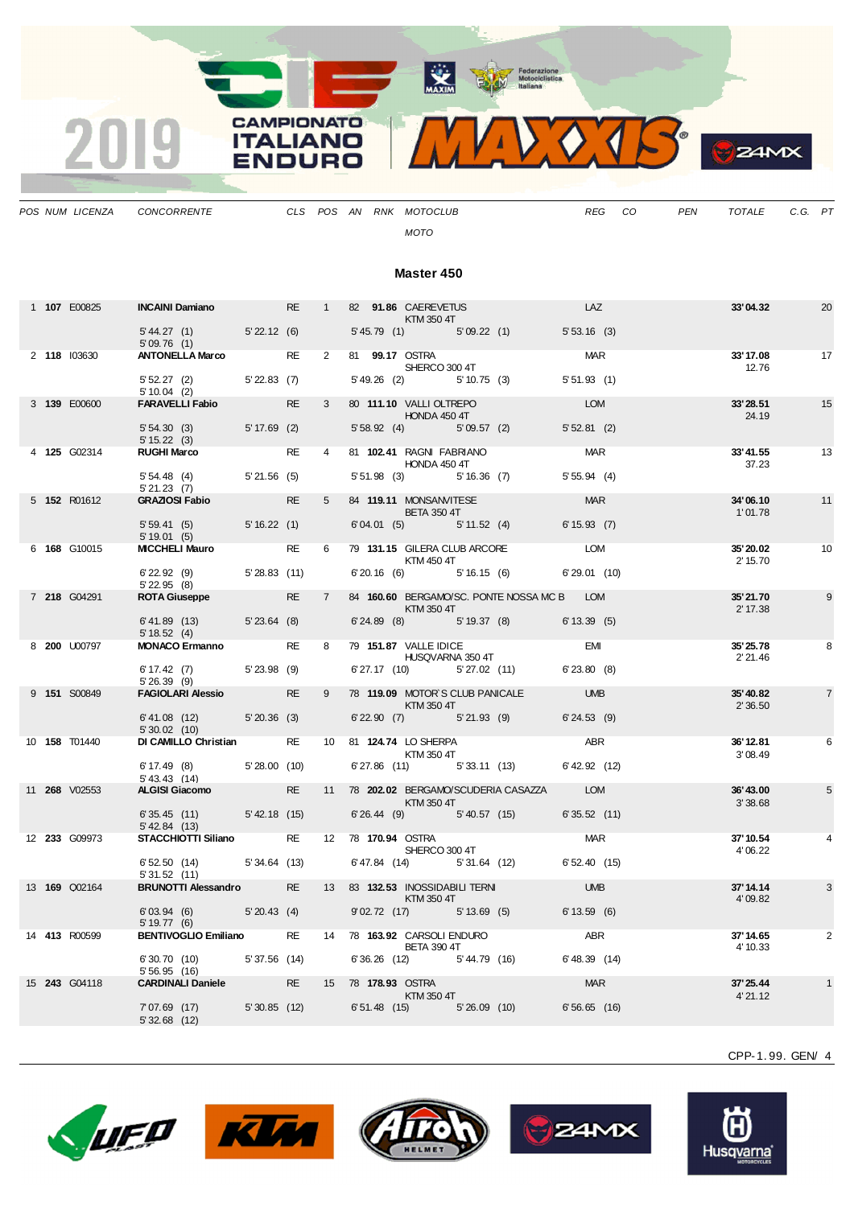# Master 450

| POS | NUM | LICENZA | CONCORRENTE | CLS | POS | AN | RNK | MOTOCLUB / MOTO | REG | CO | PEN | TOTALE | C.G. | PT |
|---|---|---|---|---|---|---|---|---|---|---|---|---|---|---|
| 1 | **107** | E00825 | **INCAINI Damiano** | RE | 1 | 82 | **91.86** | CAEREVETUS / KTM 350 4T | LAZ | | | **33'04.32** | | 20 |
| | | | 5'44.27 (1) 5'22.12 (6) 5'45.79 (1) 5'09.22 (1) 5'53.16 (3) 5'09.76 (1) | | | | | | | | | | | |
| 2 | **118** | I03630 | **ANTONELLA Marco** | RE | 2 | 81 | **99.17** | OSTRA / SHERCO 300 4T | MAR | | | **33'17.08** | 12.76 | 17 |
| | | | 5'52.27 (2) 5'22.83 (7) 5'49.26 (2) 5'10.75 (3) 5'51.93 (1) 5'10.04 (2) | | | | | | | | | | | |
| 3 | **139** | E00600 | **FARAVELLI Fabio** | RE | 3 | 80 | **111.10** | VALLI OLTREPO / HONDA 450 4T | LOM | | | **33'28.51** | 24.19 | 15 |
| | | | 5'54.30 (3) 5'17.69 (2) 5'58.92 (4) 5'09.57 (2) 5'52.81 (2) 5'15.22 (3) | | | | | | | | | | | |
| 4 | **125** | G02314 | **RUGHI Marco** | RE | 4 | 81 | **102.41** | RAGNI FABRIANO / HONDA 450 4T | MAR | | | **33'41.55** | 37.23 | 13 |
| | | | 5'54.48 (4) 5'21.56 (5) 5'51.98 (3) 5'16.36 (7) 5'55.94 (4) 5'21.23 (7) | | | | | | | | | | | |
| 5 | **152** | R01612 | **GRAZIOSI Fabio** | RE | 5 | 84 | **119.11** | MONSANVITESE / BETA 350 4T | MAR | | | **34'06.10** | 1'01.78 | 11 |
| | | | 5'59.41 (5) 5'16.22 (1) 6'04.01 (5) 5'11.52 (4) 6'15.93 (7) 5'19.01 (5) | | | | | | | | | | | |
| 6 | **168** | G10015 | **MICCHELI Mauro** | RE | 6 | 79 | **131.15** | GILERA CLUB ARCORE / KTM 450 4T | LOM | | | **35'20.02** | 2'15.70 | 10 |
| | | | 6'22.92 (9) 5'28.83 (11) 6'20.16 (6) 5'16.15 (6) 6'29.01 (10) 5'22.95 (8) | | | | | | | | | | | |
| 7 | **218** | G04291 | **ROTA Giuseppe** | RE | 7 | 84 | **160.60** | BERGAMO/SC. PONTE NOSSA MC B / KTM 350 4T | LOM | | | **35'21.70** | 2'17.38 | 9 |
| | | | 6'41.89 (13) 5'23.64 (8) 6'24.89 (8) 5'19.37 (8) 6'13.39 (5) 5'18.52 (4) | | | | | | | | | | | |
| 8 | **200** | U00797 | **MONACO Ermanno** | RE | 8 | 79 | **151.87** | VALLE IDICE / HUSQVARNA 350 4T | EMI | | | **35'25.78** | 2'21.46 | 8 |
| | | | 6'17.42 (7) 5'23.98 (9) 6'27.17 (10) 5'27.02 (11) 6'23.80 (8) 5'26.39 (9) | | | | | | | | | | | |
| 9 | **151** | S00849 | **FAGIOLARI Alessio** | RE | 9 | 78 | **119.09** | MOTOR`S CLUB PANICALE / KTM 350 4T | UMB | | | **35'40.82** | 2'36.50 | 7 |
| | | | 6'41.08 (12) 5'20.36 (3) 6'22.90 (7) 5'21.93 (9) 6'24.53 (9) 5'30.02 (10) | | | | | | | | | | | |
| 10 | **158** | T01440 | **DI CAMILLO Christian** | RE | 10 | 81 | **124.74** | LO SHERPA / KTM 350 4T | ABR | | | **36'12.81** | 3'08.49 | 6 |
| | | | 6'17.49 (8) 5'28.00 (10) 6'27.86 (11) 5'33.11 (13) 6'42.92 (12) 5'43.43 (14) | | | | | | | | | | | |
| 11 | **268** | V02553 | **ALGISI Giacomo** | RE | 11 | 78 | **202.02** | BERGAMO/SCUDERIA CASAZZA / KTM 350 4T | LOM | | | **36'43.00** | 3'38.68 | 5 |
| | | | 6'35.45 (11) 5'42.18 (15) 6'26.44 (9) 5'40.57 (15) 6'35.52 (11) 5'42.84 (13) | | | | | | | | | | | |
| 12 | **233** | G09973 | **STACCHIOTTI Siliano** | RE | 12 | 78 | **170.94** | OSTRA / SHERCO 300 4T | MAR | | | **37'10.54** | 4'06.22 | 4 |
| | | | 6'52.50 (14) 5'34.64 (13) 6'47.84 (14) 5'31.64 (12) 6'52.40 (15) 5'31.52 (11) | | | | | | | | | | | |
| 13 | **169** | Q02164 | **BRUNOTTI Alessandro** | RE | 13 | 83 | **132.53** | INOSSIDABILI TERNI / KTM 350 4T | UMB | | | **37'14.14** | 4'09.82 | 3 |
| | | | 6'03.94 (6) 5'20.43 (4) 9'02.72 (17) 5'13.69 (5) 6'13.59 (6) 5'19.77 (6) | | | | | | | | | | | |
| 14 | **413** | R00599 | **BENTIVOGLIO Emiliano** | RE | 14 | 78 | **163.92** | CARSOLI ENDURO / BETA 390 4T | ABR | | | **37'14.65** | 4'10.33 | 2 |
| | | | 6'30.70 (10) 5'37.56 (14) 6'36.26 (12) 5'44.79 (16) 6'48.39 (14) 5'56.95 (16) | | | | | | | | | | | |
| 15 | **243** | G04118 | **CARDINALI Daniele** | RE | 15 | 78 | **178.93** | OSTRA / KTM 350 4T | MAR | | | **37'25.44** | 4'21.12 | 1 |
| | | | 7'07.69 (17) 5'30.85 (12) 6'51.48 (15) 5'26.09 (10) 6'56.65 (16) 5'32.68 (12) | | | | | | | | | | | |

CPP-1.99. GEN/ 4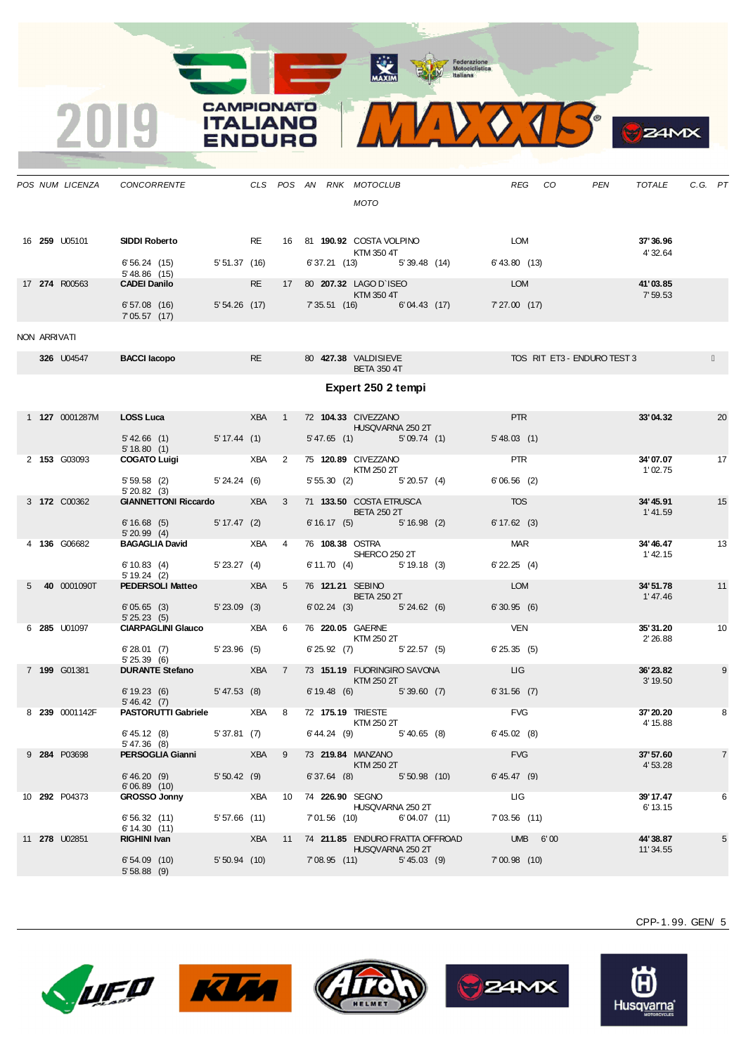| POS | NUM | LICENZA | CONCORRENTE | | CLS | POS | AN | RNK | MOTOCLUB / MOTO | | REG | CO | PEN | TOTALE | C.G. | PT |
|---|---|---|---|---|---|---|---|---|---|---|---|---|---|---|---|---|
| 16 | **259** | U05101 | **SIDDI Roberto** | | RE | 16 | 81 | **190.92** | COSTA VOLPINO / KTM 350 4T | | LOM | | | **37' 36.96** / 4' 32.64 | | |
| | | | 6' 56.24 (15) / 5' 48.86 (15) | 5' 51.37 (16) | | | 6' 37.21 (13) | | | 5' 39.48 (14) | 6' 43.80 (13) | | | | | |
| 17 | **274** | R00563 | **CADEI Danilo** | | RE | 17 | 80 | **207.32** | LAGO D`ISEO / KTM 350 4T | | LOM | | | **41' 03.85** / 7' 59.53 | | |
| | | | 6' 57.08 (16) / 7' 05.57 (17) | 5' 54.26 (17) | | | 7' 35.51 (16) | | | 6' 04.43 (17) | 7' 27.00 (17) | | | | | |

NON ARRIVATI

| POS | NUM | LICENZA | CONCORRENTE | CLS | POS | AN | RNK | MOTOCLUB / MOTO | REG | CO | PEN | TOTALE | C.G. | PT |
|---|---|---|---|---|---|---|---|---|---|---|---|---|---|---|
| | **326** | U04547 | **BACCI Iacopo** | RE | | 80 | **427.38** | VALDISIEVE / BETA 350 4T | TOS | RIT ET3 - ENDURO TEST 3 | | | | |

## Expert 250 2 tempi

| POS | NUM | LICENZA | CONCORRENTE | | CLS | POS | AN | RNK | MOTOCLUB / MOTO | | REG | CO | PEN | TOTALE | C.G. | PT |
|---|---|---|---|---|---|---|---|---|---|---|---|---|---|---|---|---|
| 1 | **127** | 0001287M | **LOSS Luca** | | XBA | 1 | 72 | **104.33** | CIVEZZANO / HUSQVARNA 250 2T | | PTR | | | **33' 04.32** | | 20 |
| | | | 5' 42.66 (1) / 5' 18.80 (1) | 5' 17.44 (1) | | | 5' 47.65 (1) | | | 5' 09.74 (1) | 5' 48.03 (1) | | | | | |
| 2 | **153** | G03093 | **COGATO Luigi** | | XBA | 2 | 75 | **120.89** | CIVEZZANO / KTM 250 2T | | PTR | | | **34' 07.07** / 1' 02.75 | | 17 |
| | | | 5' 59.58 (2) / 5' 20.82 (3) | 5' 24.24 (6) | | | 5' 55.30 (2) | | | 5' 20.57 (4) | 6' 06.56 (2) | | | | | |
| 3 | **172** | C00362 | **GIANNETTONI Riccardo** | | XBA | 3 | 71 | **133.50** | COSTA ETRUSCA / BETA 250 2T | | TOS | | | **34' 45.91** / 1' 41.59 | | 15 |
| | | | 6' 16.68 (5) / 5' 20.99 (4) | 5' 17.47 (2) | | | 6' 16.17 (5) | | | 5' 16.98 (2) | 6' 17.62 (3) | | | | | |
| 4 | **136** | G06682 | **BAGAGLIA David** | | XBA | 4 | 76 | **108.38** | OSTRA / SHERCO 250 2T | | MAR | | | **34' 46.47** / 1' 42.15 | | 13 |
| | | | 6' 10.83 (4) / 5' 19.24 (2) | 5' 23.27 (4) | | | 6' 11.70 (4) | | | 5' 19.18 (3) | 6' 22.25 (4) | | | | | |
| 5 | **40** | 0001090T | **PEDERSOLI Matteo** | | XBA | 5 | 76 | **121.21** | SEBINO / BETA 250 2T | | LOM | | | **34' 51.78** / 1' 47.46 | | 11 |
| | | | 6' 05.65 (3) / 5' 25.23 (5) | 5' 23.09 (3) | | | 6' 02.24 (3) | | | 5' 24.62 (6) | 6' 30.95 (6) | | | | | |
| 6 | **285** | U01097 | **CIARPAGLINI Glauco** | | XBA | 6 | 76 | **220.05** | GAERNE / KTM 250 2T | | VEN | | | **35' 31.20** / 2' 26.88 | | 10 |
| | | | 6' 28.01 (7) / 5' 25.39 (6) | 5' 23.96 (5) | | | 6' 25.92 (7) | | | 5' 22.57 (5) | 6' 25.35 (5) | | | | | |
| 7 | **199** | G01381 | **DURANTE Stefano** | | XBA | 7 | 73 | **151.19** | FUORINGIRO SAVONA / KTM 250 2T | | LIG | | | **36' 23.82** / 3' 19.50 | | 9 |
| | | | 6' 19.23 (6) / 5' 46.42 (7) | 5' 47.53 (8) | | | 6' 19.48 (6) | | | 5' 39.60 (7) | 6' 31.56 (7) | | | | | |
| 8 | **239** | 0001142F | **PASTORUTTI Gabriele** | | XBA | 8 | 72 | **175.19** | TRIESTE / KTM 250 2T | | FVG | | | **37' 20.20** / 4' 15.88 | | 8 |
| | | | 6' 45.12 (8) / 5' 47.36 (8) | 5' 37.81 (7) | | | 6' 44.24 (9) | | | 5' 40.65 (8) | 6' 45.02 (8) | | | | | |
| 9 | **284** | P03698 | **PERSOGLIA Gianni** | | XBA | 9 | 73 | **219.84** | MANZANO / KTM 250 2T | | FVG | | | **37' 57.60** / 4' 53.28 | | 7 |
| | | | 6' 46.20 (9) / 6' 06.89 (10) | 5' 50.42 (9) | | | 6' 37.64 (8) | | | 5' 50.98 (10) | 6' 45.47 (9) | | | | | |
| 10 | **292** | P04373 | **GROSSO Jonny** | | XBA | 10 | 74 | **226.90** | SEGNO / HUSQVARNA 250 2T | | LIG | | | **39' 17.47** / 6' 13.15 | | 6 |
| | | | 6' 56.32 (11) / 6' 14.30 (11) | 5' 57.66 (11) | | | 7' 01.56 (10) | | | 6' 04.07 (11) | 7' 03.56 (11) | | | | | |
| 11 | **278** | U02851 | **RIGHINI Ivan** | | XBA | 11 | 74 | **211.85** | ENDURO FRATTA OFFROAD / HUSQVARNA 250 2T | | UMB | 6' 00 | | **44' 38.87** / 11' 34.55 | | 5 |
| | | | 6' 54.09 (10) / 5' 58.88 (9) | 5' 50.94 (10) | | | 7' 08.95 (11) | | | 5' 45.03 (9) | 7' 00.98 (10) | | | | | |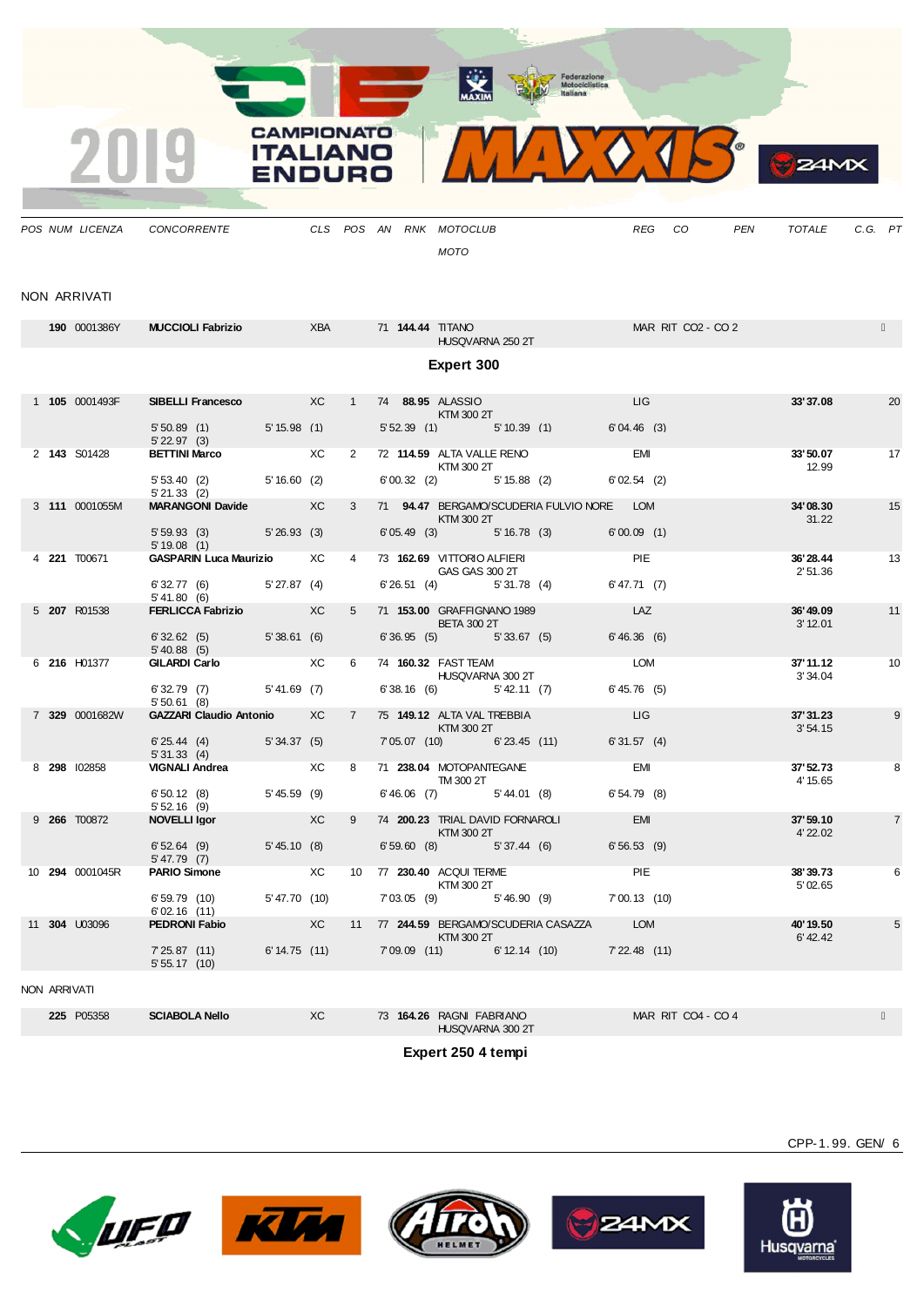2019 CAMPIONATO ITALIANO ENDURO — MAXXIS

| POS | NUM | LICENZA | CONCORRENTE | CLS | POS | AN | RNK | MOTOCLUB / MOTO | REG | CO | PEN | TOTALE | C.G. | PT |
|---|---|---|---|---|---|---|---|---|---|---|---|---|---|---|

NON ARRIVATI

| NUM | LICENZA | CONCORRENTE | CLS | AN | RNK | MOTOCLUB / MOTO | REG | CO |
|---|---|---|---|---|---|---|---|---|
| 190 | 0001386Y | MUCCIOLI Fabrizio | XBA | 71 | 144.44 | TITANO / HUSQVARNA 250 2T | MAR | RIT CO2 - CO 2 |

## Expert 300

| POS | NUM | LICENZA | CONCORRENTE | CLS | POS | AN | RNK | MOTOCLUB / MOTO | REG | TOTALE | C.G. | PT |
|---|---|---|---|---|---|---|---|---|---|---|---|---|
| 1 | 105 | 0001493F | SIBELLI Francesco | XC | 1 | 74 | 88.95 | ALASSIO / KTM 300 2T | LIG | 33'37.08 | | 20 |
| | | | 5'50.89 (1) · 5'15.98 (1) · 5'52.39 (1) · 5'10.39 (1) · 6'04.46 (3) · 5'22.97 (3) | | | | | | | | | |
| 2 | 143 | S01428 | BETTINI Marco | XC | 2 | 72 | 114.59 | ALTA VALLE RENO / KTM 300 2T | EMI | 33'50.07 | 12.99 | 17 |
| | | | 5'53.40 (2) · 5'16.60 (2) · 6'00.32 (2) · 5'15.88 (2) · 6'02.54 (2) · 5'21.33 (2) | | | | | | | | | |
| 3 | 111 | 0001055M | MARANGONI Davide | XC | 3 | 71 | 94.47 | BERGAMO/SCUDERIA FULVIO NORE / KTM 300 2T | LOM | 34'08.30 | 31.22 | 15 |
| | | | 5'59.93 (3) · 5'26.93 (3) · 6'05.49 (3) · 5'16.78 (3) · 6'00.09 (1) · 5'19.08 (1) | | | | | | | | | |
| 4 | 221 | T00671 | GASPARIN Luca Maurizio | XC | 4 | 73 | 162.69 | VITTORIO ALFIERI / GAS GAS 300 2T | PIE | 36'28.44 | 2'51.36 | 13 |
| | | | 6'32.77 (6) · 5'27.87 (4) · 6'26.51 (4) · 5'31.78 (4) · 6'47.71 (7) · 5'41.80 (6) | | | | | | | | | |
| 5 | 207 | R01538 | FERLICCA Fabrizio | XC | 5 | 71 | 153.00 | GRAFFIGNANO 1989 / BETA 300 2T | LAZ | 36'49.09 | 3'12.01 | 11 |
| | | | 6'32.62 (5) · 5'38.61 (6) · 6'36.95 (5) · 5'33.67 (5) · 6'46.36 (6) · 5'40.88 (5) | | | | | | | | | |
| 6 | 216 | H01377 | GILARDI Carlo | XC | 6 | 74 | 160.32 | FAST TEAM / HUSQVARNA 300 2T | LOM | 37'11.12 | 3'34.04 | 10 |
| | | | 6'32.79 (7) · 5'41.69 (7) · 6'38.16 (6) · 5'42.11 (7) · 6'45.76 (5) · 5'50.61 (8) | | | | | | | | | |
| 7 | 329 | 0001682W | GAZZARI Claudio Antonio | XC | 7 | 75 | 149.12 | ALTA VAL TREBBIA / KTM 300 2T | LIG | 37'31.23 | 3'54.15 | 9 |
| | | | 6'25.44 (4) · 5'34.37 (5) · 7'05.07 (10) · 6'23.45 (11) · 6'31.57 (4) · 5'31.33 (4) | | | | | | | | | |
| 8 | 298 | I02858 | VIGNALI Andrea | XC | 8 | 71 | 238.04 | MOTOPANTEGANE / TM 300 2T | EMI | 37'52.73 | 4'15.65 | 8 |
| | | | 6'50.12 (8) · 5'45.59 (9) · 6'46.06 (7) · 5'44.01 (8) · 6'54.79 (8) · 5'52.16 (9) | | | | | | | | | |
| 9 | 266 | T00872 | NOVELLI Igor | XC | 9 | 74 | 200.23 | TRIAL DAVID FORNAROLI / KTM 300 2T | EMI | 37'59.10 | 4'22.02 | 7 |
| | | | 6'52.64 (9) · 5'45.10 (8) · 6'59.60 (8) · 5'37.44 (6) · 6'56.53 (9) · 5'47.79 (7) | | | | | | | | | |
| 10 | 294 | 0001045R | PARIO Simone | XC | 10 | 77 | 230.40 | ACQUI TERME / KTM 300 2T | PIE | 38'39.73 | 5'02.65 | 6 |
| | | | 6'59.79 (10) · 5'47.70 (10) · 7'03.05 (9) · 5'46.90 (9) · 7'00.13 (10) · 6'02.16 (11) | | | | | | | | | |
| 11 | 304 | U03096 | PEDRONI Fabio | XC | 11 | 77 | 244.59 | BERGAMO/SCUDERIA CASAZZA / KTM 300 2T | LOM | 40'19.50 | 6'42.42 | 5 |
| | | | 7'25.87 (11) · 6'14.75 (11) · 7'09.09 (11) · 6'12.14 (10) · 7'22.48 (11) · 5'55.17 (10) | | | | | | | | | |

NON ARRIVATI

| NUM | LICENZA | CONCORRENTE | CLS | AN | RNK | MOTOCLUB / MOTO | REG | CO |
|---|---|---|---|---|---|---|---|---|
| 225 | P05358 | SCIABOLA Nello | XC | 73 | 164.26 | RAGNI FABRIANO / HUSQVARNA 300 2T | MAR | RIT CO4 - CO 4 |

## Expert 250 4 tempi

CPP-1.99. GEN/ 6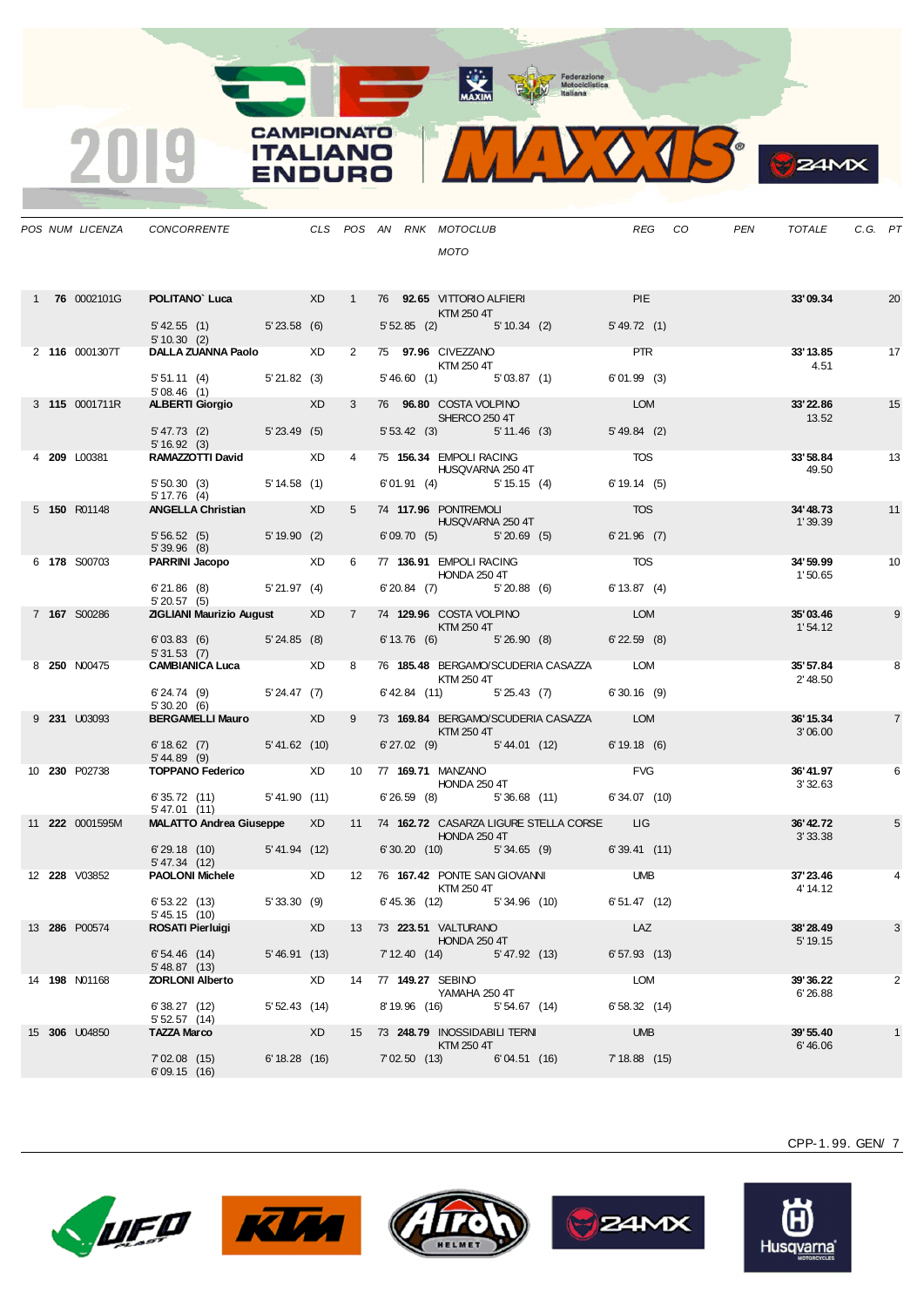# 2019 CAMPIONATO ITALIANO ENDURO MAXXIS

| POS | NUM | LICENZA | CONCORRENTE | CLS | POS | AN | RNK | MOTOCLUB / MOTO | REG | CO | PEN | TOTALE | C.G. | PT |
|---|---|---|---|---|---|---|---|---|---|---|---|---|---|---|
| 1 | **76** | 0002101G | **POLITANO` Luca** | XD | 1 | 76 | **92.65** | VITTORIO ALFIERI / KTM 250 4T | PIE | | | **33'09.34** | | 20 |
| | | | 5'42.55 (1) 5'23.58 (6) 5'52.85 (2) 5'10.34 (2) 5'49.72 (1) 5'10.30 (2) | | | | | | | | | | | |
| 2 | **116** | 0001307T | **DALLA ZUANNA Paolo** | XD | 2 | 75 | **97.96** | CIVEZZANO / KTM 250 4T | PTR | | | **33'13.85** | 4.51 | 17 |
| | | | 5'51.11 (4) 5'21.82 (3) 5'46.60 (1) 5'03.87 (1) 6'01.99 (3) 5'08.46 (1) | | | | | | | | | | | |
| 3 | **115** | 0001711R | **ALBERTI Giorgio** | XD | 3 | 76 | **96.80** | COSTA VOLPINO / SHERCO 250 4T | LOM | | | **33'22.86** | 13.52 | 15 |
| | | | 5'47.73 (2) 5'23.49 (5) 5'53.42 (3) 5'11.46 (3) 5'49.84 (2) 5'16.92 (3) | | | | | | | | | | | |
| 4 | **209** | L00381 | **RAMAZZOTTI David** | XD | 4 | 75 | **156.34** | EMPOLI RACING / HUSQVARNA 250 4T | TOS | | | **33'58.84** | 49.50 | 13 |
| | | | 5'50.30 (3) 5'14.58 (1) 6'01.91 (4) 5'15.15 (4) 6'19.14 (5) 5'17.76 (4) | | | | | | | | | | | |
| 5 | **150** | R01148 | **ANGELLA Christian** | XD | 5 | 74 | **117.96** | PONTREMOLI / HUSQVARNA 250 4T | TOS | | | **34'48.73** | 1'39.39 | 11 |
| | | | 5'56.52 (5) 5'19.90 (2) 6'09.70 (5) 5'20.69 (5) 6'21.96 (7) 5'39.96 (8) | | | | | | | | | | | |
| 6 | **178** | S00703 | **PARRINI Jacopo** | XD | 6 | 77 | **136.91** | EMPOLI RACING / HONDA 250 4T | TOS | | | **34'59.99** | 1'50.65 | 10 |
| | | | 6'21.86 (8) 5'21.97 (4) 6'20.84 (7) 5'20.88 (6) 6'13.87 (4) 5'20.57 (5) | | | | | | | | | | | |
| 7 | **167** | S00286 | **ZIGLIANI Maurizio August** | XD | 7 | 74 | **129.96** | COSTA VOLPINO / KTM 250 4T | LOM | | | **35'03.46** | 1'54.12 | 9 |
| | | | 6'03.83 (6) 5'24.85 (8) 6'13.76 (6) 5'26.90 (8) 6'22.59 (8) 5'31.53 (7) | | | | | | | | | | | |
| 8 | **250** | N00475 | **CAMBIANICA Luca** | XD | 8 | 76 | **185.48** | BERGAMO/SCUDERIA CASAZZA / KTM 250 4T | LOM | | | **35'57.84** | 2'48.50 | 8 |
| | | | 6'24.74 (9) 5'24.47 (7) 6'42.84 (11) 5'25.43 (7) 6'30.16 (9) 5'30.20 (6) | | | | | | | | | | | |
| 9 | **231** | U03093 | **BERGAMELLI Mauro** | XD | 9 | 73 | **169.84** | BERGAMO/SCUDERIA CASAZZA / KTM 250 4T | LOM | | | **36'15.34** | 3'06.00 | 7 |
| | | | 6'18.62 (7) 5'41.62 (10) 6'27.02 (9) 5'44.01 (12) 6'19.18 (6) 5'44.89 (9) | | | | | | | | | | | |
| 10 | **230** | P02738 | **TOPPANO Federico** | XD | 10 | 77 | **169.71** | MANZANO / HONDA 250 4T | FVG | | | **36'41.97** | 3'32.63 | 6 |
| | | | 6'35.72 (11) 5'41.90 (11) 6'26.59 (8) 5'36.68 (11) 6'34.07 (10) 5'47.01 (11) | | | | | | | | | | | |
| 11 | **222** | 0001595M | **MALATTO Andrea Giuseppe** | XD | 11 | 74 | **162.72** | CASARZA LIGURE STELLA CORSE / HONDA 250 4T | LIG | | | **36'42.72** | 3'33.38 | 5 |
| | | | 6'29.18 (10) 5'41.94 (12) 6'30.20 (10) 5'34.65 (9) 6'39.41 (11) 5'47.34 (12) | | | | | | | | | | | |
| 12 | **228** | V03852 | **PAOLONI Michele** | XD | 12 | 76 | **167.42** | PONTE SAN GIOVANNI / KTM 250 4T | UMB | | | **37'23.46** | 4'14.12 | 4 |
| | | | 6'53.22 (13) 5'33.30 (9) 6'45.36 (12) 5'34.96 (10) 6'51.47 (12) 5'45.15 (10) | | | | | | | | | | | |
| 13 | **286** | P00574 | **ROSATI Pierluigi** | XD | 13 | 73 | **223.51** | VALTURANO / HONDA 250 4T | LAZ | | | **38'28.49** | 5'19.15 | 3 |
| | | | 6'54.46 (14) 5'46.91 (13) 7'12.40 (14) 5'47.92 (13) 6'57.93 (13) 5'48.87 (13) | | | | | | | | | | | |
| 14 | **198** | N01168 | **ZORLONI Alberto** | XD | 14 | 77 | **149.27** | SEBINO / YAMAHA 250 4T | LOM | | | **39'36.22** | 6'26.88 | 2 |
| | | | 6'38.27 (12) 5'52.43 (14) 8'19.96 (16) 5'54.67 (14) 6'58.32 (14) 5'52.57 (14) | | | | | | | | | | | |
| 15 | **306** | U04850 | **TAZZA Marco** | XD | 15 | 73 | **248.79** | INOSSIDABILI TERNI / KTM 250 4T | UMB | | | **39'55.40** | 6'46.06 | 1 |
| | | | 7'02.08 (15) 6'18.28 (16) 7'02.50 (13) 6'04.51 (16) 7'18.88 (15) 6'09.15 (16) | | | | | | | | | | | |

CPP-1.99. GEN/ 7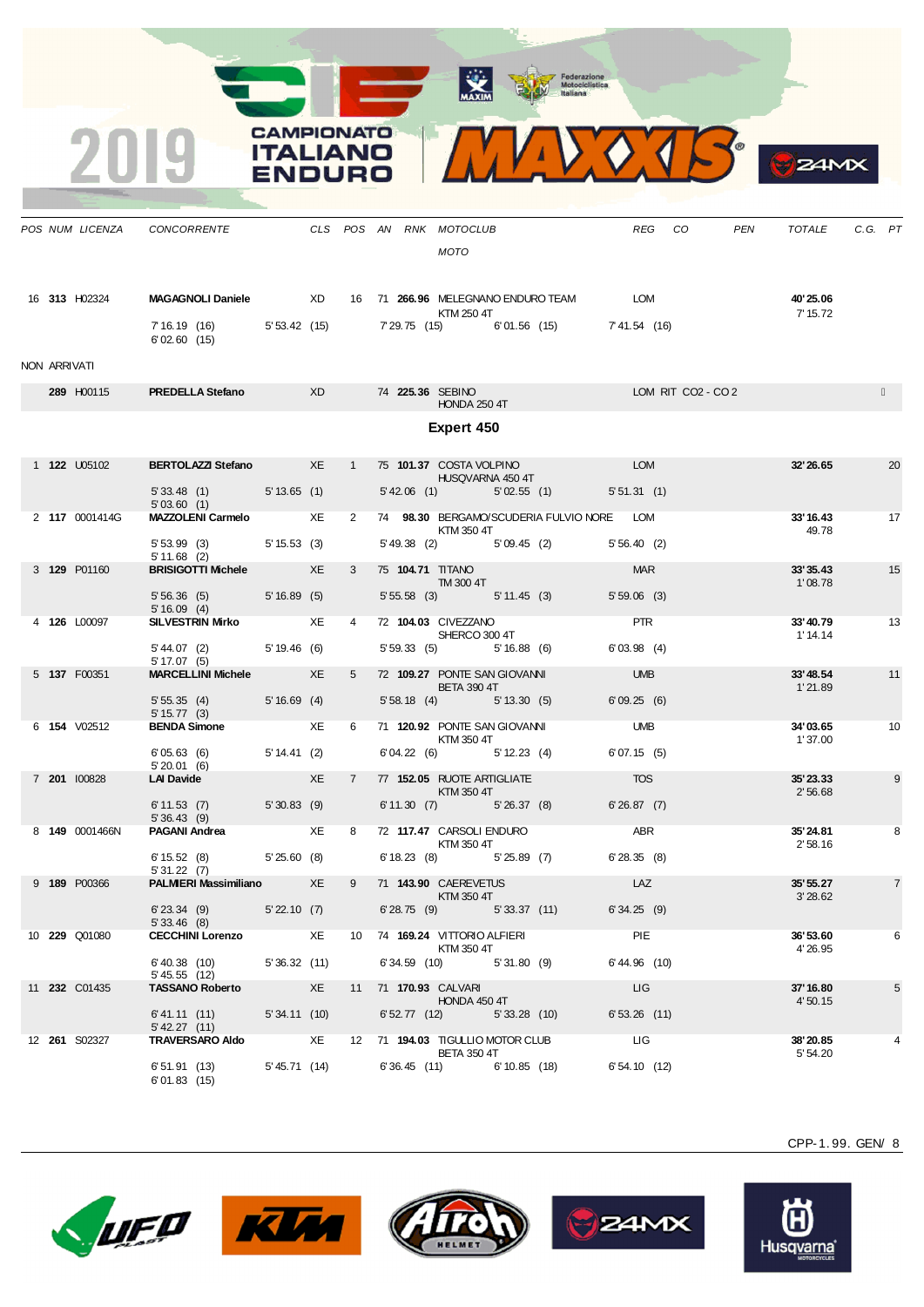| POS | NUM | LICENZA | CONCORRENTE | CLS | POS | AN | RNK | MOTOCLUB / MOTO | REG | CO | PEN | TOTALE | C.G. | PT |
|---|---|---|---|---|---|---|---|---|---|---|---|---|---|---|
| 16 | **313** | H02324 | **MAGAGNOLI Daniele** | XD | 16 | 71 | **266.96** | MELEGNANO ENDURO TEAM / KTM 250 4T | LOM | | | **40'25.06** / 7'15.72 | | |
| | | | 7'16.19 (16) 5'53.42 (15) 7'29.75 (15) 6'01.56 (15) 7'41.54 (16) 6'02.60 (15) | | | | | | | | | | | |

NON ARRIVATI

| POS | NUM | LICENZA | CONCORRENTE | CLS | POS | AN | RNK | MOTOCLUB / MOTO | REG | CO | PEN | TOTALE | C.G. | PT |
|---|---|---|---|---|---|---|---|---|---|---|---|---|---|---|
| | **289** | H00115 | **PREDELLA Stefano** | XD | | 74 | **225.36** | SEBINO / HONDA 250 4T | LOM | RIT CO2 - CO 2 | | | | |

## Expert 450

| POS | NUM | LICENZA | CONCORRENTE | CLS | POS | AN | RNK | MOTOCLUB / MOTO | REG | CO | PEN | TOTALE | C.G. | PT |
|---|---|---|---|---|---|---|---|---|---|---|---|---|---|---|
| 1 | **122** | U05102 | **BERTOLAZZI Stefano** | XE | 1 | 75 | **101.37** | COSTA VOLPINO / HUSQVARNA 450 4T | LOM | | | **32'26.65** | | 20 |
| | | | 5'33.48 (1) 5'13.65 (1) 5'42.06 (1) 5'02.55 (1) 5'51.31 (1) 5'03.60 (1) | | | | | | | | | | | |
| 2 | **117** | 0001414G | **MAZZOLENI Carmelo** | XE | 2 | 74 | **98.30** | BERGAMO/SCUDERIA FULVIO NORE / KTM 350 4T | LOM | | | **33'16.43** / 49.78 | | 17 |
| | | | 5'53.99 (3) 5'15.53 (3) 5'49.38 (2) 5'09.45 (2) 5'56.40 (2) 5'11.68 (2) | | | | | | | | | | | |
| 3 | **129** | P01160 | **BRISIGOTTI Michele** | XE | 3 | 75 | **104.71** | TITANO / TM 300 4T | MAR | | | **33'35.43** / 1'08.78 | | 15 |
| | | | 5'56.36 (5) 5'16.89 (5) 5'55.58 (3) 5'11.45 (3) 5'59.06 (3) 5'16.09 (4) | | | | | | | | | | | |
| 4 | **126** | L00097 | **SILVESTRIN Mirko** | XE | 4 | 72 | **104.03** | CIVEZZANO / SHERCO 300 4T | PTR | | | **33'40.79** / 1'14.14 | | 13 |
| | | | 5'44.07 (2) 5'19.46 (6) 5'59.33 (5) 5'16.88 (6) 6'03.98 (4) 5'17.07 (5) | | | | | | | | | | | |
| 5 | **137** | F00351 | **MARCELLINI Michele** | XE | 5 | 72 | **109.27** | PONTE SAN GIOVANNI / BETA 390 4T | UMB | | | **33'48.54** / 1'21.89 | | 11 |
| | | | 5'55.35 (4) 5'16.69 (4) 5'58.18 (4) 5'13.30 (5) 6'09.25 (6) 5'15.77 (3) | | | | | | | | | | | |
| 6 | **154** | V02512 | **BENDA Simone** | XE | 6 | 71 | **120.92** | PONTE SAN GIOVANNI / KTM 350 4T | UMB | | | **34'03.65** / 1'37.00 | | 10 |
| | | | 6'05.63 (6) 5'14.41 (2) 6'04.22 (6) 5'12.23 (4) 6'07.15 (5) 5'20.01 (6) | | | | | | | | | | | |
| 7 | **201** | I00828 | **LAI Davide** | XE | 7 | 77 | **152.05** | RUOTE ARTIGLIATE / KTM 350 4T | TOS | | | **35'23.33** / 2'56.68 | | 9 |
| | | | 6'11.53 (7) 5'30.83 (9) 6'11.30 (7) 5'26.37 (8) 6'26.87 (7) 5'36.43 (9) | | | | | | | | | | | |
| 8 | **149** | 0001466N | **PAGANI Andrea** | XE | 8 | 72 | **117.47** | CARSOLI ENDURO / KTM 350 4T | ABR | | | **35'24.81** / 2'58.16 | | 8 |
| | | | 6'15.52 (8) 5'25.60 (8) 6'18.23 (8) 5'25.89 (7) 6'28.35 (8) 5'31.22 (7) | | | | | | | | | | | |
| 9 | **189** | P00366 | **PALMIERI Massimiliano** | XE | 9 | 71 | **143.90** | CAEREVETUS / KTM 350 4T | LAZ | | | **35'55.27** / 3'28.62 | | 7 |
| | | | 6'23.34 (9) 5'22.10 (7) 6'28.75 (9) 5'33.37 (11) 6'34.25 (9) 5'33.46 (8) | | | | | | | | | | | |
| 10 | **229** | Q01080 | **CECCHINI Lorenzo** | XE | 10 | 74 | **169.24** | VITTORIO ALFIERI / KTM 350 4T | PIE | | | **36'53.60** / 4'26.95 | | 6 |
| | | | 6'40.38 (10) 5'36.32 (11) 6'34.59 (10) 5'31.80 (9) 6'44.96 (10) 5'45.55 (12) | | | | | | | | | | | |
| 11 | **232** | C01435 | **TASSANO Roberto** | XE | 11 | 71 | **170.93** | CALVARI / HONDA 450 4T | LIG | | | **37'16.80** / 4'50.15 | | 5 |
| | | | 6'41.11 (11) 5'34.11 (10) 6'52.77 (12) 5'33.28 (10) 6'53.26 (11) 5'42.27 (11) | | | | | | | | | | | |
| 12 | **261** | S02327 | **TRAVERSARO Aldo** | XE | 12 | 71 | **194.03** | TIGULLIO MOTOR CLUB / BETA 350 4T | LIG | | | **38'20.85** / 5'54.20 | | 4 |
| | | | 6'51.91 (13) 5'45.71 (14) 6'36.45 (11) 6'10.85 (18) 6'54.10 (12) 6'01.83 (15) | | | | | | | | | | | |

CPP-1.99. GEN/ 8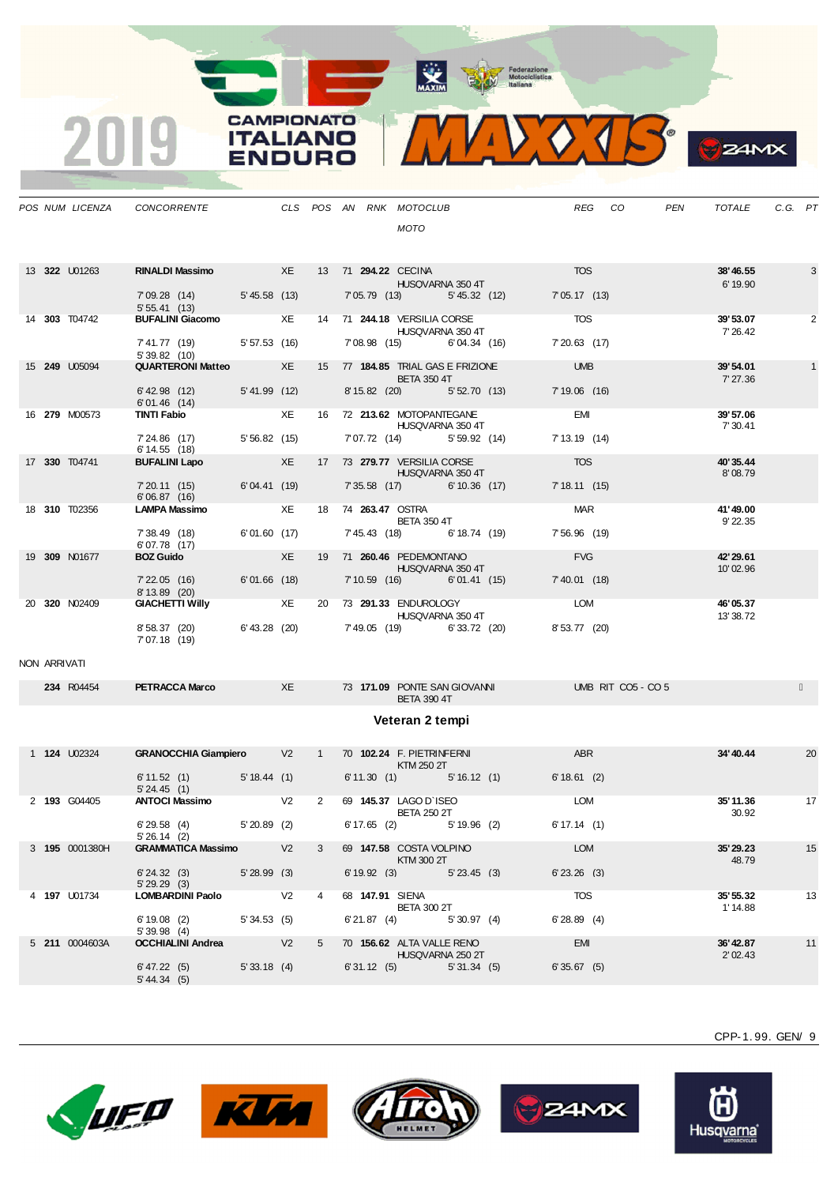# 2019 CAMPIONATO ITALIANO ENDURO

| POS | NUM | LICENZA | CONCORRENTE | CLS | POS | AN | RNK | MOTOCLUB / MOTO | REG | CO | PEN | TOTALE | C.G. | PT |
|---|---|---|---|---|---|---|---|---|---|---|---|---|---|---|
| 13 | **322** | U01263 | **RINALDI Massimo** | XE | 13 | 71 | **294.22** | CECINA / HUSQVARNA 350 4T | TOS | | | **38'46.55** / 6'19.90 | | 3 |
| | | | 7'09.28 (14) / 5'55.41 (13) | 5'45.58 (13) | | | 7'05.79 (13) | 5'45.32 (12) | 7'05.17 (13) | | | | | |
| 14 | **303** | T04742 | **BUFALINI Giacomo** | XE | 14 | 71 | **244.18** | VERSILIA CORSE / HUSQVARNA 350 4T | TOS | | | **39'53.07** / 7'26.42 | | 2 |
| | | | 7'41.77 (19) / 5'39.82 (10) | 5'57.53 (16) | | | 7'08.98 (15) | 6'04.34 (16) | 7'20.63 (17) | | | | | |
| 15 | **249** | U05094 | **QUARTERONI Matteo** | XE | 15 | 77 | **184.85** | TRIAL GAS E FRIZIONE / BETA 350 4T | UMB | | | **39'54.01** / 7'27.36 | | 1 |
| | | | 6'42.98 (12) / 6'01.46 (14) | 5'41.99 (12) | | | 8'15.82 (20) | 5'52.70 (13) | 7'19.06 (16) | | | | | |
| 16 | **279** | M00573 | **TINTI Fabio** | XE | 16 | 72 | **213.62** | MOTOPANTEGANE / HUSQVARNA 350 4T | EMI | | | **39'57.06** / 7'30.41 | | |
| | | | 7'24.86 (17) / 6'14.55 (18) | 5'56.82 (15) | | | 7'07.72 (14) | 5'59.92 (14) | 7'13.19 (14) | | | | | |
| 17 | **330** | T04741 | **BUFALINI Lapo** | XE | 17 | 73 | **279.77** | VERSILIA CORSE / HUSQVARNA 350 4T | TOS | | | **40'35.44** / 8'08.79 | | |
| | | | 7'20.11 (15) / 6'06.87 (16) | 6'04.41 (19) | | | 7'35.58 (17) | 6'10.36 (17) | 7'18.11 (15) | | | | | |
| 18 | **310** | T02356 | **LAMPA Massimo** | XE | 18 | 74 | **263.47** | OSTRA / BETA 350 4T | MAR | | | **41'49.00** / 9'22.35 | | |
| | | | 7'38.49 (18) / 6'07.78 (17) | 6'01.60 (17) | | | 7'45.43 (18) | 6'18.74 (19) | 7'56.96 (19) | | | | | |
| 19 | **309** | N01677 | **BOZ Guido** | XE | 19 | 71 | **260.46** | PEDEMONTANO / HUSQVARNA 350 4T | FVG | | | **42'29.61** / 10'02.96 | | |
| | | | 7'22.05 (16) / 8'13.89 (20) | 6'01.66 (18) | | | 7'10.59 (16) | 6'01.41 (15) | 7'40.01 (18) | | | | | |
| 20 | **320** | N02409 | **GIACHETTI Willy** | XE | 20 | 73 | **291.33** | ENDUROLOGY / HUSQVARNA 350 4T | LOM | | | **46'05.37** / 13'38.72 | | |
| | | | 8'58.37 (20) / 7'07.18 (19) | 6'43.28 (20) | | | 7'49.05 (19) | 6'33.72 (20) | 8'53.77 (20) | | | | | |

NON ARRIVATI

| POS | NUM | LICENZA | CONCORRENTE | CLS | POS | AN | RNK | MOTOCLUB / MOTO | REG | CO | PEN | TOTALE | C.G. | PT |
|---|---|---|---|---|---|---|---|---|---|---|---|---|---|---|
| | **234** | R04454 | **PETRACCA Marco** | XE | | 73 | **171.09** | PONTE SAN GIOVANNI / BETA 390 4T | UMB | RIT CO5 - CO 5 | | | | |

## Veteran 2 tempi

| POS | NUM | LICENZA | CONCORRENTE | CLS | POS | AN | RNK | MOTOCLUB / MOTO | REG | CO | PEN | TOTALE | C.G. | PT |
|---|---|---|---|---|---|---|---|---|---|---|---|---|---|---|
| 1 | **124** | U02324 | **GRANOCCHIA Giampiero** | V2 | 1 | 70 | **102.24** | F. PIETRINFERNI / KTM 250 2T | ABR | | | **34'40.44** | | 20 |
| | | | 6'11.52 (1) / 5'24.45 (1) | 5'18.44 (1) | | | 6'11.30 (1) | 5'16.12 (1) | 6'18.61 (2) | | | | | |
| 2 | **193** | G04405 | **ANTOCI Massimo** | V2 | 2 | 69 | **145.37** | LAGO D`ISEO / BETA 250 2T | LOM | | | **35'11.36** / 30.92 | | 17 |
| | | | 6'29.58 (4) / 5'26.14 (2) | 5'20.89 (2) | | | 6'17.65 (2) | 5'19.96 (2) | 6'17.14 (1) | | | | | |
| 3 | **195** | 0001380H | **GRAMMATICA Massimo** | V2 | 3 | 69 | **147.58** | COSTA VOLPINO / KTM 300 2T | LOM | | | **35'29.23** / 48.79 | | 15 |
| | | | 6'24.32 (3) / 5'29.29 (3) | 5'28.99 (3) | | | 6'19.92 (3) | 5'23.45 (3) | 6'23.26 (3) | | | | | |
| 4 | **197** | U01734 | **LOMBARDINI Paolo** | V2 | 4 | 68 | **147.91** | SIENA / BETA 300 2T | TOS | | | **35'55.32** / 1'14.88 | | 13 |
| | | | 6'19.08 (2) / 5'39.98 (4) | 5'34.53 (5) | | | 6'21.87 (4) | 5'30.97 (4) | 6'28.89 (4) | | | | | |
| 5 | **211** | 0004603A | **OCCHIALINI Andrea** | V2 | 5 | 70 | **156.62** | ALTA VALLE RENO / HUSQVARNA 250 2T | EMI | | | **36'42.87** / 2'02.43 | | 11 |
| | | | 6'47.22 (5) / 5'44.34 (5) | 5'33.18 (4) | | | 6'31.12 (5) | 5'31.34 (5) | 6'35.67 (5) | | | | | |

CPP-1.99. GEN/ 9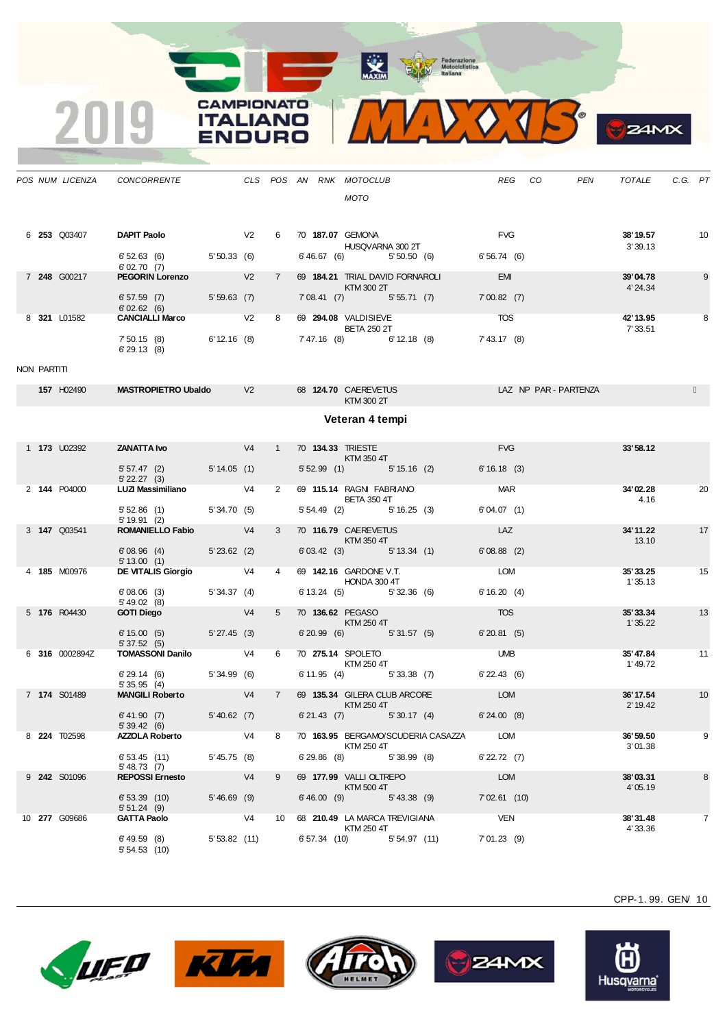| POS | NUM | LICENZA | CONCORRENTE | CLS | POS | AN | RNK | MOTOCLUB / MOTO | REG | CO | PEN | TOTALE | C.G. | PT |
|---|---|---|---|---|---|---|---|---|---|---|---|---|---|---|
| 6 | **253** | Q03407 | **DAPIT Paolo** | V2 | 6 | 70 | **187.07** | GEMONA / HUSQVARNA 300 2T | FVG | | | **38' 19.57** / 3' 39.13 | | 10 |
| | | | 6' 52.63 (6) / 6' 02.70 (7) | 5' 50.33 (6) | | 6' 46.67 (6) | | 5' 50.50 (6) | 6' 56.74 (6) | | | | | |
| 7 | **248** | G00217 | **PEGORIN Lorenzo** | V2 | 7 | 69 | **184.21** | TRIAL DAVID FORNAROLI / KTM 300 2T | EMI | | | **39' 04.78** / 4' 24.34 | | 9 |
| | | | 6' 57.59 (7) / 6' 02.62 (6) | 5' 59.63 (7) | | 7' 08.41 (7) | | 5' 55.71 (7) | 7' 00.82 (7) | | | | | |
| 8 | **321** | L01582 | **CANCIALLI Marco** | V2 | 8 | 69 | **294.08** | VALDISIEVE / BETA 250 2T | TOS | | | **42' 13.95** / 7' 33.51 | | 8 |
| | | | 7' 50.15 (8) / 6' 29.13 (8) | 6' 12.16 (8) | | 7' 47.16 (8) | | 6' 12.18 (8) | 7' 43.17 (8) | | | | | |

NON PARTITI

| NUM | LICENZA | CONCORRENTE | CLS | AN | RNK | MOTOCLUB / MOTO | REG | CO | PEN |
|---|---|---|---|---|---|---|---|---|---|
| **157** | H02490 | **MASTROPIETRO Ubaldo** | V2 | 68 | **124.70** | CAEREVETUS / KTM 300 2T | LAZ | NP | PAR - PARTENZA |

### Veteran 4 tempi

| POS | NUM | LICENZA | CONCORRENTE | CLS | POS | AN | RNK | MOTOCLUB / MOTO | REG | CO | PEN | TOTALE | C.G. | PT |
|---|---|---|---|---|---|---|---|---|---|---|---|---|---|---|
| 1 | **173** | U02392 | **ZANATTA Ivo** | V4 | 1 | 70 | **134.33** | TRIESTE / KTM 350 4T | FVG | | | **33' 58.12** | | |
| | | | 5' 57.47 (2) / 5' 22.27 (3) | 5' 14.05 (1) | | 5' 52.99 (1) | | 5' 15.16 (2) | 6' 16.18 (3) | | | | | |
| 2 | **144** | P04000 | **LUZI Massimiliano** | V4 | 2 | 69 | **115.14** | RAGNI FABRIANO / BETA 350 4T | MAR | | | **34' 02.28** / 4.16 | | 20 |
| | | | 5' 52.86 (1) / 5' 19.91 (2) | 5' 34.70 (5) | | 5' 54.49 (2) | | 5' 16.25 (3) | 6' 04.07 (1) | | | | | |
| 3 | **147** | Q03541 | **ROMANIELLO Fabio** | V4 | 3 | 70 | **116.79** | CAEREVETUS / KTM 350 4T | LAZ | | | **34' 11.22** / 13.10 | | 17 |
| | | | 6' 08.96 (4) / 5' 13.00 (1) | 5' 23.62 (2) | | 6' 03.42 (3) | | 5' 13.34 (1) | 6' 08.88 (2) | | | | | |
| 4 | **185** | M00976 | **DE VITALIS Giorgio** | V4 | 4 | 69 | **142.16** | GARDONE V.T. / HONDA 300 4T | LOM | | | **35' 33.25** / 1' 35.13 | | 15 |
| | | | 6' 08.06 (3) / 5' 49.02 (8) | 5' 34.37 (4) | | 6' 13.24 (5) | | 5' 32.36 (6) | 6' 16.20 (4) | | | | | |
| 5 | **176** | R04430 | **GOTI Diego** | V4 | 5 | 70 | **136.62** | PEGASO / KTM 250 4T | TOS | | | **35' 33.34** / 1' 35.22 | | 13 |
| | | | 6' 15.00 (5) / 5' 37.52 (5) | 5' 27.45 (3) | | 6' 20.99 (6) | | 5' 31.57 (5) | 6' 20.81 (5) | | | | | |
| 6 | **316** | 0002894Z | **TOMASSONI Danilo** | V4 | 6 | 70 | **275.14** | SPOLETO / KTM 250 4T | UMB | | | **35' 47.84** / 1' 49.72 | | 11 |
| | | | 6' 29.14 (6) / 5' 35.95 (4) | 5' 34.99 (6) | | 6' 11.95 (4) | | 5' 33.38 (7) | 6' 22.43 (6) | | | | | |
| 7 | **174** | S01489 | **MANGILI Roberto** | V4 | 7 | 69 | **135.34** | GILERA CLUB ARCORE / KTM 250 4T | LOM | | | **36' 17.54** / 2' 19.42 | | 10 |
| | | | 6' 41.90 (7) / 5' 39.42 (6) | 5' 40.62 (7) | | 6' 21.43 (7) | | 5' 30.17 (4) | 6' 24.00 (8) | | | | | |
| 8 | **224** | T02598 | **AZZOLA Roberto** | V4 | 8 | 70 | **163.95** | BERGAMO/SCUDERIA CASAZZA / KTM 250 4T | LOM | | | **36' 59.50** / 3' 01.38 | | 9 |
| | | | 6' 53.45 (11) / 5' 48.73 (7) | 5' 45.75 (8) | | 6' 29.86 (8) | | 5' 38.99 (8) | 6' 22.72 (7) | | | | | |
| 9 | **242** | S01096 | **REPOSSI Ernesto** | V4 | 9 | 69 | **177.99** | VALLI OLTREPO / KTM 500 4T | LOM | | | **38' 03.31** / 4' 05.19 | | 8 |
| | | | 6' 53.39 (10) / 5' 51.24 (9) | 5' 46.69 (9) | | 6' 46.00 (9) | | 5' 43.38 (9) | 7' 02.61 (10) | | | | | |
| 10 | **277** | G09686 | **GATTA Paolo** | V4 | 10 | 68 | **210.49** | LA MARCA TREVIGIANA / KTM 250 4T | VEN | | | **38' 31.48** / 4' 33.36 | | 7 |
| | | | 6' 49.59 (8) / 5' 54.53 (10) | 5' 53.82 (11) | | 6' 57.34 (10) | | 5' 54.97 (11) | 7' 01.23 (9) | | | | | |

CPP-1. 99. GEN/ 10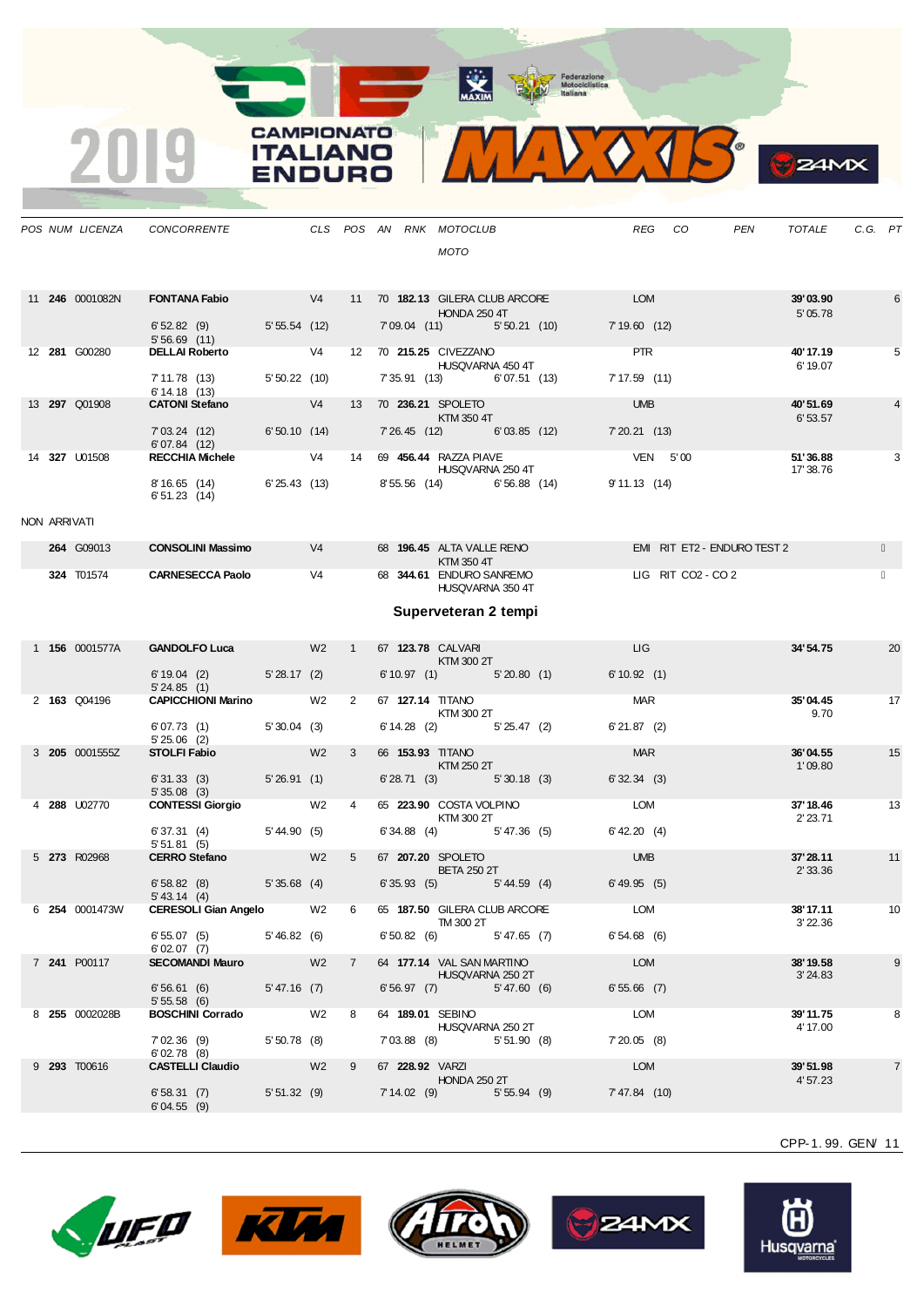# 2019 CAMPIONATO ITALIANO ENDURO

| POS | NUM | LICENZA | CONCORRENTE | CLS | POS | AN | RNK | MOTOCLUB / MOTO | REG | CO | PEN | TOTALE | C.G. | PT |
|---|---|---|---|---|---|---|---|---|---|---|---|---|---|---|
| 11 | **246** | 0001082N | **FONTANA Fabio** | V4 | 11 | 70 | **182.13** | GILERA CLUB ARCORE / HONDA 250 4T | LOM | | | **39'03.90** / 5'05.78 | | 6 |
| | | | 6'52.82 (9) / 5'56.69 (11) | 5'55.54 (12) | | | 7'09.04 (11) | 5'50.21 (10) | 7'19.60 (12) | | | | | |
| 12 | **281** | G00280 | **DELLAI Roberto** | V4 | 12 | 70 | **215.25** | CIVEZZANO / HUSQVARNA 450 4T | PTR | | | **40'17.19** / 6'19.07 | | 5 |
| | | | 7'11.78 (13) / 6'14.18 (13) | 5'50.22 (10) | | | 7'35.91 (13) | 6'07.51 (13) | 7'17.59 (11) | | | | | |
| 13 | **297** | Q01908 | **CATONI Stefano** | V4 | 13 | 70 | **236.21** | SPOLETO / KTM 350 4T | UMB | | | **40'51.69** / 6'53.57 | | 4 |
| | | | 7'03.24 (12) / 6'07.84 (12) | 6'50.10 (14) | | | 7'26.45 (12) | 6'03.85 (12) | 7'20.21 (13) | | | | | |
| 14 | **327** | U01508 | **RECCHIA Michele** | V4 | 14 | 69 | **456.44** | RAZZA PIAVE / HUSQVARNA 250 4T | VEN | 5'00 | | **51'36.88** / 17'38.76 | | 3 |
| | | | 8'16.65 (14) / 6'51.23 (14) | 6'25.43 (13) | | | 8'55.56 (14) | 6'56.88 (14) | 9'11.13 (14) | | | | | |

NON ARRIVATI

| POS | NUM | LICENZA | CONCORRENTE | CLS | POS | AN | RNK | MOTOCLUB / MOTO | REG | CO | PEN | TOTALE | C.G. | PT |
|---|---|---|---|---|---|---|---|---|---|---|---|---|---|---|
| | **264** | G09013 | **CONSOLINI Massimo** | V4 | | 68 | **196.45** | ALTA VALLE RENO / KTM 350 4T | EMI | RIT ET2 - ENDURO TEST 2 | | | | |
| | **324** | T01574 | **CARNESECCA Paolo** | V4 | | 68 | **344.61** | ENDURO SANREMO / HUSQVARNA 350 4T | LIG | RIT CO2 - CO 2 | | | | |

## Superveteran 2 tempi

| POS | NUM | LICENZA | CONCORRENTE | CLS | POS | AN | RNK | MOTOCLUB / MOTO | REG | CO | PEN | TOTALE | C.G. | PT |
|---|---|---|---|---|---|---|---|---|---|---|---|---|---|---|
| 1 | **156** | 0001577A | **GANDOLFO Luca** | W2 | 1 | 67 | **123.78** | CALVARI / KTM 300 2T | LIG | | | **34'54.75** | | 20 |
| | | | 6'19.04 (2) / 5'24.85 (1) | 5'28.17 (2) | | | 6'10.97 (1) | 5'20.80 (1) | 6'10.92 (1) | | | | | |
| 2 | **163** | Q04196 | **CAPICCHIONI Marino** | W2 | 2 | 67 | **127.14** | TITANO / KTM 300 2T | MAR | | | **35'04.45** / 9.70 | | 17 |
| | | | 6'07.73 (1) / 5'25.06 (2) | 5'30.04 (3) | | | 6'14.28 (2) | 5'25.47 (2) | 6'21.87 (2) | | | | | |
| 3 | **205** | 0001555Z | **STOLFI Fabio** | W2 | 3 | 66 | **153.93** | TITANO / KTM 250 2T | MAR | | | **36'04.55** / 1'09.80 | | 15 |
| | | | 6'31.33 (3) / 5'35.08 (3) | 5'26.91 (1) | | | 6'28.71 (3) | 5'30.18 (3) | 6'32.34 (3) | | | | | |
| 4 | **288** | U02770 | **CONTESSI Giorgio** | W2 | 4 | 65 | **223.90** | COSTA VOLPINO / KTM 300 2T | LOM | | | **37'18.46** / 2'23.71 | | 13 |
| | | | 6'37.31 (4) / 5'51.81 (5) | 5'44.90 (5) | | | 6'34.88 (4) | 5'47.36 (5) | 6'42.20 (4) | | | | | |
| 5 | **273** | R02968 | **CERRO Stefano** | W2 | 5 | 67 | **207.20** | SPOLETO / BETA 250 2T | UMB | | | **37'28.11** / 2'33.36 | | 11 |
| | | | 6'58.82 (8) / 5'43.14 (4) | 5'35.68 (4) | | | 6'35.93 (5) | 5'44.59 (4) | 6'49.95 (5) | | | | | |
| 6 | **254** | 0001473W | **CERESOLI Gian Angelo** | W2 | 6 | 65 | **187.50** | GILERA CLUB ARCORE / TM 300 2T | LOM | | | **38'17.11** / 3'22.36 | | 10 |
| | | | 6'55.07 (5) / 6'02.07 (7) | 5'46.82 (6) | | | 6'50.82 (6) | 5'47.65 (7) | 6'54.68 (6) | | | | | |
| 7 | **241** | P00117 | **SECOMANDI Mauro** | W2 | 7 | 64 | **177.14** | VAL SAN MARTINO / HUSQVARNA 250 2T | LOM | | | **38'19.58** / 3'24.83 | | 9 |
| | | | 6'56.61 (6) / 5'55.58 (6) | 5'47.16 (7) | | | 6'56.97 (7) | 5'47.60 (6) | 6'55.66 (7) | | | | | |
| 8 | **255** | 0002028B | **BOSCHINI Corrado** | W2 | 8 | 64 | **189.01** | SEBINO / HUSQVARNA 250 2T | LOM | | | **39'11.75** / 4'17.00 | | 8 |
| | | | 7'02.36 (9) / 6'02.78 (8) | 5'50.78 (8) | | | 7'03.88 (8) | 5'51.90 (8) | 7'20.05 (8) | | | | | |
| 9 | **293** | T00616 | **CASTELLI Claudio** | W2 | 9 | 67 | **228.92** | VARZI / HONDA 250 2T | LOM | | | **39'51.98** / 4'57.23 | | 7 |
| | | | 6'58.31 (7) / 6'04.55 (9) | 5'51.32 (9) | | | 7'14.02 (9) | 5'55.94 (9) | 7'47.84 (10) | | | | | |

CPP-1.99. GEN/ 11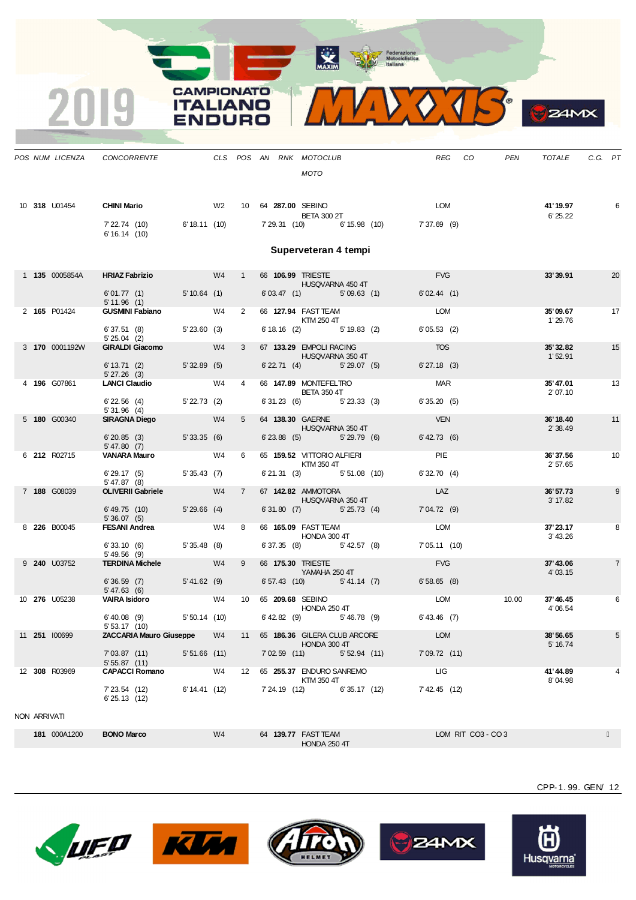| POS | NUM | LICENZA | CONCORRENTE | CLS | POS | AN | RNK | MOTOCLUB / MOTO | REG | CO | PEN | TOTALE | C.G. | PT |
|---|---|---|---|---|---|---|---|---|---|---|---|---|---|---|
| 10 | **318** | U01454 | **CHINI Mario** | W2 | 10 | 64 | **287.00** | SEBINO / BETA 300 2T | LOM | | | **41' 19.97** / 6' 25.22 | | 6 |
| | | | 7' 22.74 (10) / 6' 16.14 (10) | 6' 18.11 (10) | | 7' 29.31 (10) | | 6' 15.98 (10) | 7' 37.69 (9) | | | | | |

## Superveteran 4 tempi

| POS | NUM | LICENZA | CONCORRENTE | CLS | POS | AN | RNK | MOTOCLUB / MOTO | REG | CO | PEN | TOTALE | C.G. | PT |
|---|---|---|---|---|---|---|---|---|---|---|---|---|---|---|
| 1 | **135** | 0005854A | **HRIAZ Fabrizio** | W4 | 1 | 66 | **106.99** | TRIESTE / HUSQVARNA 450 4T | FVG | | | **33' 39.91** | | 20 |
| | | | 6' 01.77 (1) / 5' 11.96 (1) | 5' 10.64 (1) | | 6' 03.47 (1) | | 5' 09.63 (1) | 6' 02.44 (1) | | | | | |
| 2 | **165** | P01424 | **GUSMINI Fabiano** | W4 | 2 | 66 | **127.94** | FAST TEAM / KTM 250 4T | LOM | | | **35' 09.67** / 1' 29.76 | | 17 |
| | | | 6' 37.51 (8) / 5' 25.04 (2) | 5' 23.60 (3) | | 6' 18.16 (2) | | 5' 19.83 (2) | 6' 05.53 (2) | | | | | |
| 3 | **170** | 0001192W | **GIRALDI Giacomo** | W4 | 3 | 67 | **133.29** | EMPOLI RACING / HUSQVARNA 350 4T | TOS | | | **35' 32.82** / 1' 52.91 | | 15 |
| | | | 6' 13.71 (2) / 5' 27.26 (3) | 5' 32.89 (5) | | 6' 22.71 (4) | | 5' 29.07 (5) | 6' 27.18 (3) | | | | | |
| 4 | **196** | G07861 | **LANCI Claudio** | W4 | 4 | 66 | **147.89** | MONTEFELTRO / BETA 350 4T | MAR | | | **35' 47.01** / 2' 07.10 | | 13 |
| | | | 6' 22.56 (4) / 5' 31.96 (4) | 5' 22.73 (2) | | 6' 31.23 (6) | | 5' 23.33 (3) | 6' 35.20 (5) | | | | | |
| 5 | **180** | G00340 | **SIRAGNA Diego** | W4 | 5 | 64 | **138.30** | GAERNE / HUSQVARNA 350 4T | VEN | | | **36' 18.40** / 2' 38.49 | | 11 |
| | | | 6' 20.85 (3) / 5' 47.80 (7) | 5' 33.35 (6) | | 6' 23.88 (5) | | 5' 29.79 (6) | 6' 42.73 (6) | | | | | |
| 6 | **212** | R02715 | **VANARA Mauro** | W4 | 6 | 65 | **159.52** | VITTORIO ALFIERI / KTM 350 4T | PIE | | | **36' 37.56** / 2' 57.65 | | 10 |
| | | | 6' 29.17 (5) / 5' 47.87 (8) | 5' 35.43 (7) | | 6' 21.31 (3) | | 5' 51.08 (10) | 6' 32.70 (4) | | | | | |
| 7 | **188** | G08039 | **OLIVERII Gabriele** | W4 | 7 | 67 | **142.82** | AMMOTORA / HUSQVARNA 350 4T | LAZ | | | **36' 57.73** / 3' 17.82 | | 9 |
| | | | 6' 49.75 (10) / 5' 36.07 (5) | 5' 29.66 (4) | | 6' 31.80 (7) | | 5' 25.73 (4) | 7' 04.72 (9) | | | | | |
| 8 | **226** | B00045 | **FESANI Andrea** | W4 | 8 | 66 | **165.09** | FAST TEAM / HONDA 300 4T | LOM | | | **37' 23.17** / 3' 43.26 | | 8 |
| | | | 6' 33.10 (6) / 5' 49.56 (9) | 5' 35.48 (8) | | 6' 37.35 (8) | | 5' 42.57 (8) | 7' 05.11 (10) | | | | | |
| 9 | **240** | U03752 | **TERDINA Michele** | W4 | 9 | 66 | **175.30** | TRIESTE / YAMAHA 250 4T | FVG | | | **37' 43.06** / 4' 03.15 | | 7 |
| | | | 6' 36.59 (7) / 5' 47.63 (6) | 5' 41.62 (9) | | 6' 57.43 (10) | | 5' 41.14 (7) | 6' 58.65 (8) | | | | | |
| 10 | **276** | U05238 | **VAIRA Isidoro** | W4 | 10 | 65 | **209.68** | SEBINO / HONDA 250 4T | LOM | | 10.00 | **37' 46.45** / 4' 06.54 | | 6 |
| | | | 6' 40.08 (9) / 5' 53.17 (10) | 5' 50.14 (10) | | 6' 42.82 (9) | | 5' 46.78 (9) | 6' 43.46 (7) | | | | | |
| 11 | **251** | I00699 | **ZACCARIA Mauro Giuseppe** | W4 | 11 | 65 | **186.36** | GILERA CLUB ARCORE / HONDA 300 4T | LOM | | | **38' 56.65** / 5' 16.74 | | 5 |
| | | | 7' 03.87 (11) / 5' 55.87 (11) | 5' 51.66 (11) | | 7' 02.59 (11) | | 5' 52.94 (11) | 7' 09.72 (11) | | | | | |
| 12 | **308** | R03969 | **CAPACCI Romano** | W4 | 12 | 65 | **255.37** | ENDURO SANREMO / KTM 350 4T | LIG | | | **41' 44.89** / 8' 04.98 | | 4 |
| | | | 7' 23.54 (12) / 6' 25.13 (12) | 6' 14.41 (12) | | 7' 24.19 (12) | | 6' 35.17 (12) | 7' 42.45 (12) | | | | | |

NON ARRIVATI

| POS | NUM | LICENZA | CONCORRENTE | CLS | POS | AN | RNK | MOTOCLUB / MOTO | REG | CO | PEN | TOTALE | C.G. | PT |
|---|---|---|---|---|---|---|---|---|---|---|---|---|---|---|
| | **181** | 000A1200 | **BONO Marco** | W4 | | 64 | **139.77** | FAST TEAM / HONDA 250 4T | LOM | RIT CO3 - CO 3 | | | | |

CPP-1. 99. GEN/ 12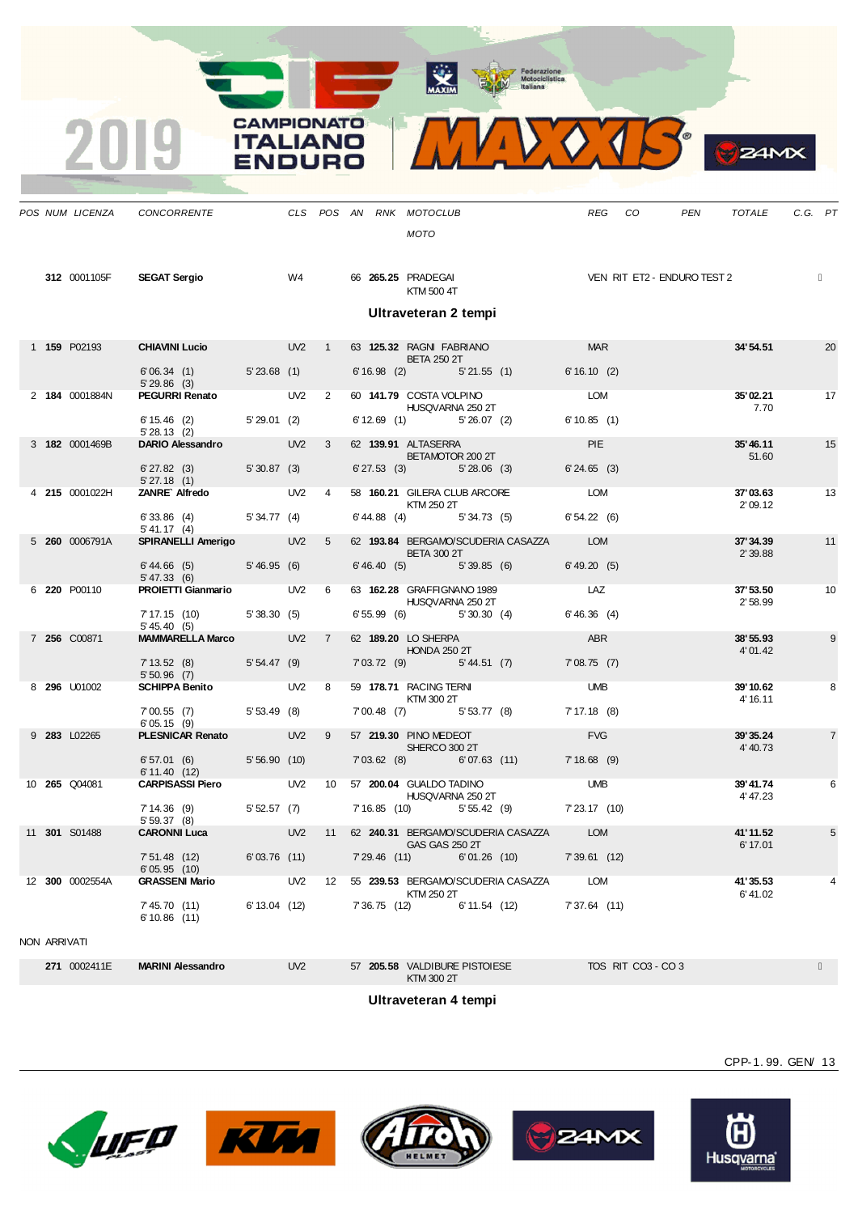| POS | NUM | LICENZA | CONCORRENTE | CLS | POS | AN | RNK | MOTOCLUB / MOTO | REG | CO | PEN | TOTALE | C.G. | PT |
|---|---|---|---|---|---|---|---|---|---|---|---|---|---|---|
| | **312** | 0001105F | **SEGAT Sergio** | W4 | | 66 | **265.25** | PRADEGAI / KTM 500 4T | VEN | RIT ET2 - ENDURO TEST 2 | | | | |

## Ultraveteran 2 tempi

| POS | NUM | LICENZA | CONCORRENTE | CLS | POS | AN | RNK | MOTOCLUB / MOTO | REG | CO | PEN | TOTALE | C.G. | PT |
|---|---|---|---|---|---|---|---|---|---|---|---|---|---|---|
| 1 | **159** | P02193 | **CHIAVINI Lucio** | UV2 | 1 | 63 | **125.32** | RAGNI FABRIANO / BETA 250 2T | MAR | | | **34' 54.51** | | 20 |
| | | | 6' 06.34 (1) 5' 29.86 (3) | 5' 23.68 (1) | | | 6' 16.98 (2) | 5' 21.55 (1) | 6' 16.10 (2) | | | | | |
| 2 | **184** | 0001884N | **PEGURRI Renato** | UV2 | 2 | 60 | **141.79** | COSTA VOLPINO / HUSQVARNA 250 2T | LOM | | | **35' 02.21** 7.70 | | 17 |
| | | | 6' 15.46 (2) 5' 28.13 (2) | 5' 29.01 (2) | | | 6' 12.69 (1) | 5' 26.07 (2) | 6' 10.85 (1) | | | | | |
| 3 | **182** | 0001469B | **DARIO Alessandro** | UV2 | 3 | 62 | **139.91** | ALTASERRA / BETAMOTOR 200 2T | PIE | | | **35' 46.11** 51.60 | | 15 |
| | | | 6' 27.82 (3) 5' 27.18 (1) | 5' 30.87 (3) | | | 6' 27.53 (3) | 5' 28.06 (3) | 6' 24.65 (3) | | | | | |
| 4 | **215** | 0001022H | **ZANRE` Alfredo** | UV2 | 4 | 58 | **160.21** | GILERA CLUB ARCORE / KTM 250 2T | LOM | | | **37' 03.63** 2' 09.12 | | 13 |
| | | | 6' 33.86 (4) 5' 41.17 (4) | 5' 34.77 (4) | | | 6' 44.88 (4) | 5' 34.73 (5) | 6' 54.22 (6) | | | | | |
| 5 | **260** | 0006791A | **SPIRANELLI Amerigo** | UV2 | 5 | 62 | **193.84** | BERGAMO/SCUDERIA CASAZZA / BETA 300 2T | LOM | | | **37' 34.39** 2' 39.88 | | 11 |
| | | | 6' 44.66 (5) 5' 47.33 (6) | 5' 46.95 (6) | | | 6' 46.40 (5) | 5' 39.85 (6) | 6' 49.20 (5) | | | | | |
| 6 | **220** | P00110 | **PROIETTI Gianmario** | UV2 | 6 | 63 | **162.28** | GRAFFIGNANO 1989 / HUSQVARNA 250 2T | LAZ | | | **37' 53.50** 2' 58.99 | | 10 |
| | | | 7' 17.15 (10) 5' 45.40 (5) | 5' 38.30 (5) | | | 6' 55.99 (6) | 5' 30.30 (4) | 6' 46.36 (4) | | | | | |
| 7 | **256** | C00871 | **MAMMARELLA Marco** | UV2 | 7 | 62 | **189.20** | LO SHERPA / HONDA 250 2T | ABR | | | **38' 55.93** 4' 01.42 | | 9 |
| | | | 7' 13.52 (8) 5' 50.96 (7) | 5' 54.47 (9) | | | 7' 03.72 (9) | 5' 44.51 (7) | 7' 08.75 (7) | | | | | |
| 8 | **296** | U01002 | **SCHIPPA Benito** | UV2 | 8 | 59 | **178.71** | RACING TERNI / KTM 300 2T | UMB | | | **39' 10.62** 4' 16.11 | | 8 |
| | | | 7' 00.55 (7) 6' 05.15 (9) | 5' 53.49 (8) | | | 7' 00.48 (7) | 5' 53.77 (8) | 7' 17.18 (8) | | | | | |
| 9 | **283** | L02265 | **PLESNICAR Renato** | UV2 | 9 | 57 | **219.30** | PINO MEDEOT / SHERCO 300 2T | FVG | | | **39' 35.24** 4' 40.73 | | 7 |
| | | | 6' 57.01 (6) 6' 11.40 (12) | 5' 56.90 (10) | | | 7' 03.62 (8) | 6' 07.63 (11) | 7' 18.68 (9) | | | | | |
| 10 | **265** | Q04081 | **CARPISASSI Piero** | UV2 | 10 | 57 | **200.04** | GUALDO TADINO / HUSQVARNA 250 2T | UMB | | | **39' 41.74** 4' 47.23 | | 6 |
| | | | 7' 14.36 (9) 5' 59.37 (8) | 5' 52.57 (7) | | | 7' 16.85 (10) | 5' 55.42 (9) | 7' 23.17 (10) | | | | | |
| 11 | **301** | S01488 | **CARONNI Luca** | UV2 | 11 | 62 | **240.31** | BERGAMO/SCUDERIA CASAZZA / GAS GAS 250 2T | LOM | | | **41' 11.52** 6' 17.01 | | 5 |
| | | | 7' 51.48 (12) 6' 05.95 (10) | 6' 03.76 (11) | | | 7' 29.46 (11) | 6' 01.26 (10) | 7' 39.61 (12) | | | | | |
| 12 | **300** | 0002554A | **GRASSENI Mario** | UV2 | 12 | 55 | **239.53** | BERGAMO/SCUDERIA CASAZZA / KTM 250 2T | LOM | | | **41' 35.53** 6' 41.02 | | 4 |
| | | | 7' 45.70 (11) 6' 10.86 (11) | 6' 13.04 (12) | | | 7' 36.75 (12) | 6' 11.54 (12) | 7' 37.64 (11) | | | | | |

NON ARRIVATI

| POS | NUM | LICENZA | CONCORRENTE | CLS | POS | AN | RNK | MOTOCLUB / MOTO | REG | CO | PEN | TOTALE | C.G. | PT |
|---|---|---|---|---|---|---|---|---|---|---|---|---|---|---|
| | **271** | 0002411E | **MARINI Alessandro** | UV2 | | 57 | **205.58** | VALDIBURE PISTOIESE / KTM 300 2T | TOS | RIT CO3 - CO 3 | | | | |

## Ultraveteran 4 tempi

CPP-1. 99. GEN/ 13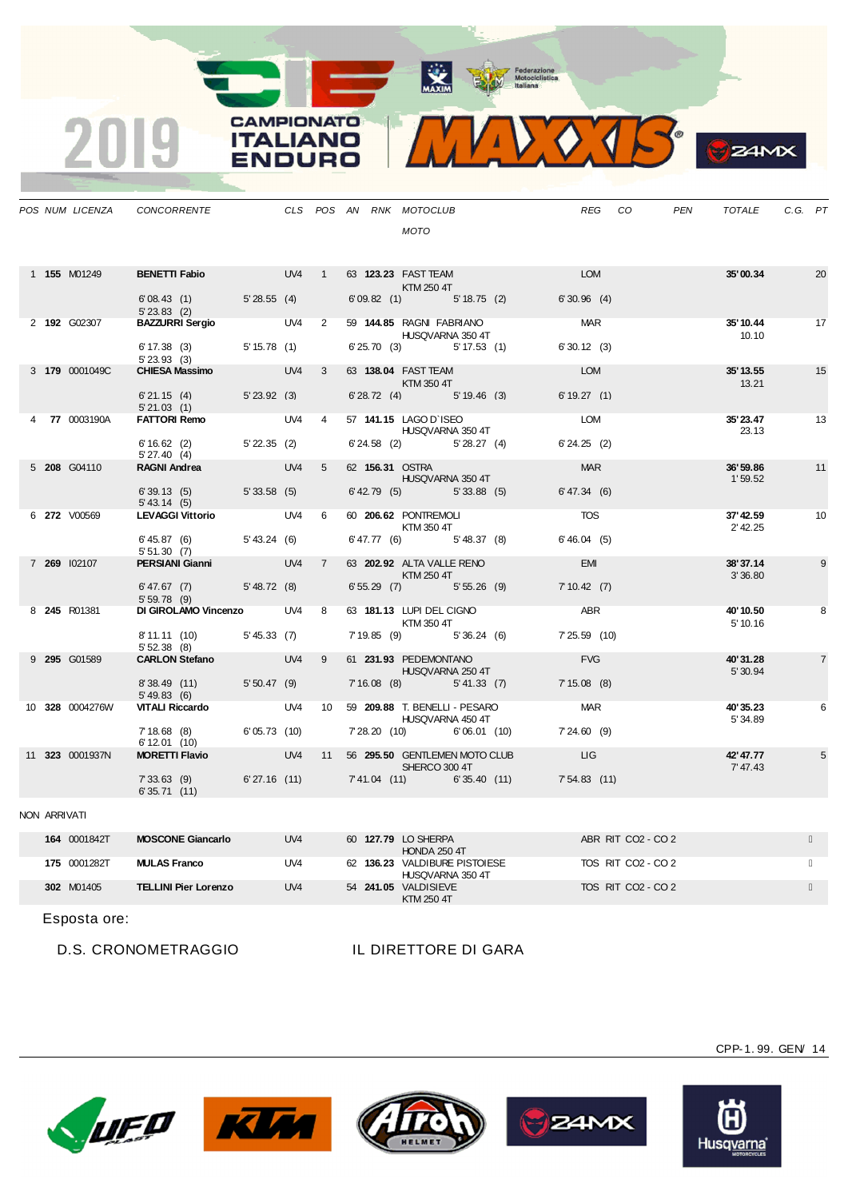# 2019 CAMPIONATO ITALIANO ENDURO

| POS | NUM | LICENZA | CONCORRENTE | CLS | POS | AN | RNK | MOTOCLUB / MOTO | REG | CO | PEN | TOTALE | C.G. | PT |
|---|---|---|---|---|---|---|---|---|---|---|---|---|---|---|
| 1 | **155** | M01249 | **BENETTI Fabio** | UV4 | 1 | 63 | **123.23** | FAST TEAM / KTM 250 4T | LOM | | | **35'00.34** | | 20 |
| | | | 6'08.43 (1) / 5'23.83 (2) | 5'28.55 (4) | | 6'09.82 (1) | | 5'18.75 (2) | 6'30.96 (4) | | | | | |
| 2 | **192** | G02307 | **BAZZURRI Sergio** | UV4 | 2 | 59 | **144.85** | RAGNI FABRIANO / HUSQVARNA 350 4T | MAR | | | **35'10.44** 10.10 | | 17 |
| | | | 6'17.38 (3) / 5'23.93 (3) | 5'15.78 (1) | | 6'25.70 (3) | | 5'17.53 (1) | 6'30.12 (3) | | | | | |
| 3 | **179** | 0001049C | **CHIESA Massimo** | UV4 | 3 | 63 | **138.04** | FAST TEAM / KTM 350 4T | LOM | | | **35'13.55** 13.21 | | 15 |
| | | | 6'21.15 (4) / 5'21.03 (1) | 5'23.92 (3) | | 6'28.72 (4) | | 5'19.46 (3) | 6'19.27 (1) | | | | | |
| 4 | **77** | 0003190A | **FATTORI Remo** | UV4 | 4 | 57 | **141.15** | LAGO D`ISEO / HUSQVARNA 350 4T | LOM | | | **35'23.47** 23.13 | | 13 |
| | | | 6'16.62 (2) / 5'27.40 (4) | 5'22.35 (2) | | 6'24.58 (2) | | 5'28.27 (4) | 6'24.25 (2) | | | | | |
| 5 | **208** | G04110 | **RAGNI Andrea** | UV4 | 5 | 62 | **156.31** | OSTRA / HUSQVARNA 350 4T | MAR | | | **36'59.86** 1'59.52 | | 11 |
| | | | 6'39.13 (5) / 5'43.14 (5) | 5'33.58 (5) | | 6'42.79 (5) | | 5'33.88 (5) | 6'47.34 (6) | | | | | |
| 6 | **272** | V00569 | **LEVAGGI Vittorio** | UV4 | 6 | 60 | **206.62** | PONTREMOLI / KTM 350 4T | TOS | | | **37'42.59** 2'42.25 | | 10 |
| | | | 6'45.87 (6) / 5'51.30 (7) | 5'43.24 (6) | | 6'47.77 (6) | | 5'48.37 (8) | 6'46.04 (5) | | | | | |
| 7 | **269** | I02107 | **PERSIANI Gianni** | UV4 | 7 | 63 | **202.92** | ALTA VALLE RENO / KTM 250 4T | EMI | | | **38'37.14** 3'36.80 | | 9 |
| | | | 6'47.67 (7) / 5'59.78 (9) | 5'48.72 (8) | | 6'55.29 (7) | | 5'55.26 (9) | 7'10.42 (7) | | | | | |
| 8 | **245** | R01381 | **DI GIROLAMO Vincenzo** | UV4 | 8 | 63 | **181.13** | LUPI DEL CIGNO / KTM 350 4T | ABR | | | **40'10.50** 5'10.16 | | 8 |
| | | | 8'11.11 (10) / 5'52.38 (8) | 5'45.33 (7) | | 7'19.85 (9) | | 5'36.24 (6) | 7'25.59 (10) | | | | | |
| 9 | **295** | G01589 | **CARLON Stefano** | UV4 | 9 | 61 | **231.93** | PEDEMONTANO / HUSQVARNA 250 4T | FVG | | | **40'31.28** 5'30.94 | | 7 |
| | | | 8'38.49 (11) / 5'49.83 (6) | 5'50.47 (9) | | 7'16.08 (8) | | 5'41.33 (7) | 7'15.08 (8) | | | | | |
| 10 | **328** | 0004276W | **VITALI Riccardo** | UV4 | 10 | 59 | **209.88** | T. BENELLI - PESARO / HUSQVARNA 450 4T | MAR | | | **40'35.23** 5'34.89 | | 6 |
| | | | 7'18.68 (8) / 6'12.01 (10) | 6'05.73 (10) | | 7'28.20 (10) | | 6'06.01 (10) | 7'24.60 (9) | | | | | |
| 11 | **323** | 0001937N | **MORETTI Flavio** | UV4 | 11 | 56 | **295.50** | GENTLEMEN MOTO CLUB / SHERCO 300 4T | LIG | | | **42'47.77** 7'47.43 | | 5 |
| | | | 7'33.63 (9) / 6'35.71 (11) | 6'27.16 (11) | | 7'41.04 (11) | | 6'35.40 (11) | 7'54.83 (11) | | | | | |

NON ARRIVATI

| NUM | LICENZA | CONCORRENTE | CLS | AN | RNK | MOTOCLUB / MOTO | REG | CO |
|---|---|---|---|---|---|---|---|---|
| **164** | 0001842T | **MOSCONE Giancarlo** | UV4 | 60 | **127.79** | LO SHERPA / HONDA 250 4T | ABR | RIT CO2 - CO 2 |
| **175** | 0001282T | **MULAS Franco** | UV4 | 62 | **136.23** | VALDIBURE PISTOIESE / HUSQVARNA 350 4T | TOS | RIT CO2 - CO 2 |
| **302** | M01405 | **TELLINI Pier Lorenzo** | UV4 | 54 | **241.05** | VALDISIEVE / KTM 250 4T | TOS | RIT CO2 - CO 2 |

Esposta ore:

D.S. CRONOMETRAGGIO

IL DIRETTORE DI GARA

CPP-1.99. GEN/ 14